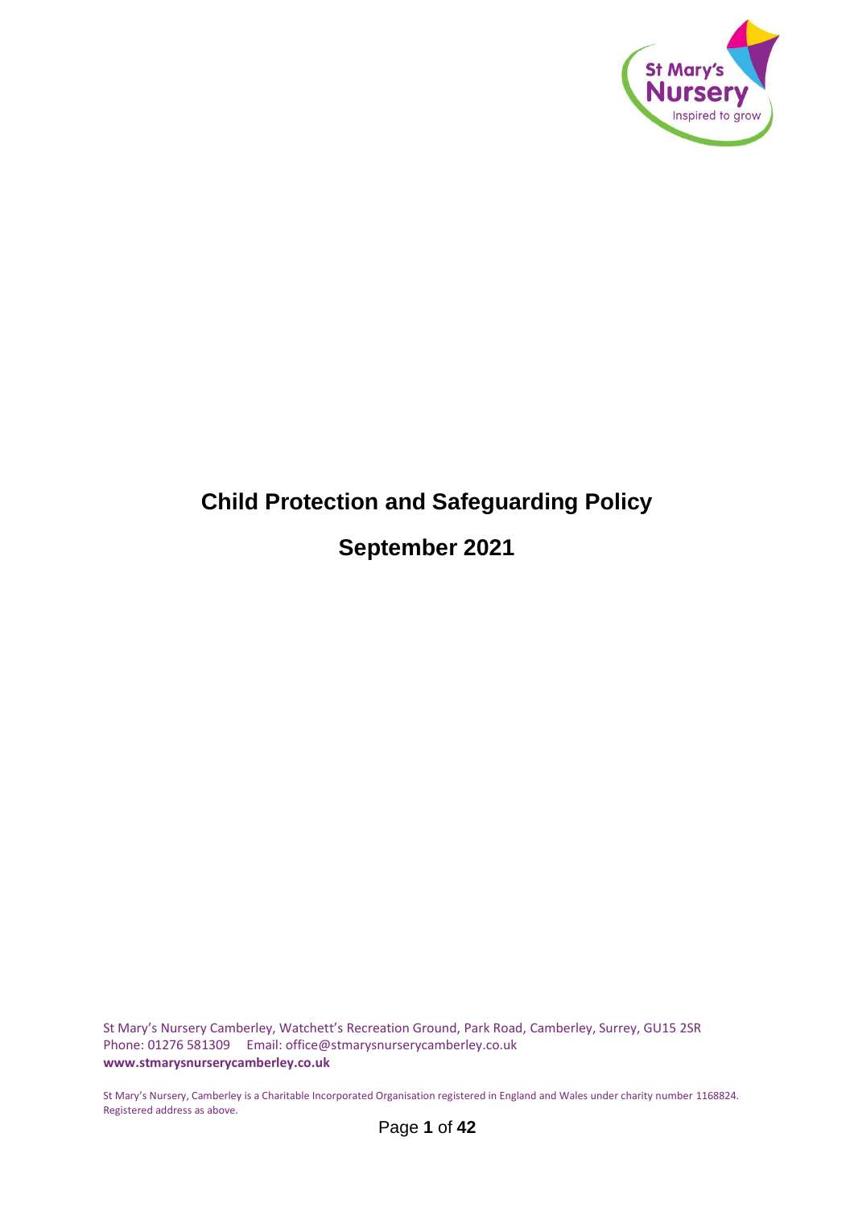St Mary's Nursery

Inspired to grow

# Child Protection and Safeguarding Policy

## September 2021

St Mary's Nursery Camberley, Watchett's Recreation Ground, Park Road, Camberley, Surrey, GU15 2SR
Phone: 01276 581309 Email: office@stmarysnurserycamberley.co.uk
**www.stmarysnurserycamberley.co.uk**

St Mary's Nursery, Camberley is a Charitable Incorporated Organisation registered in England and Wales under charity number 1168824. Registered address as above.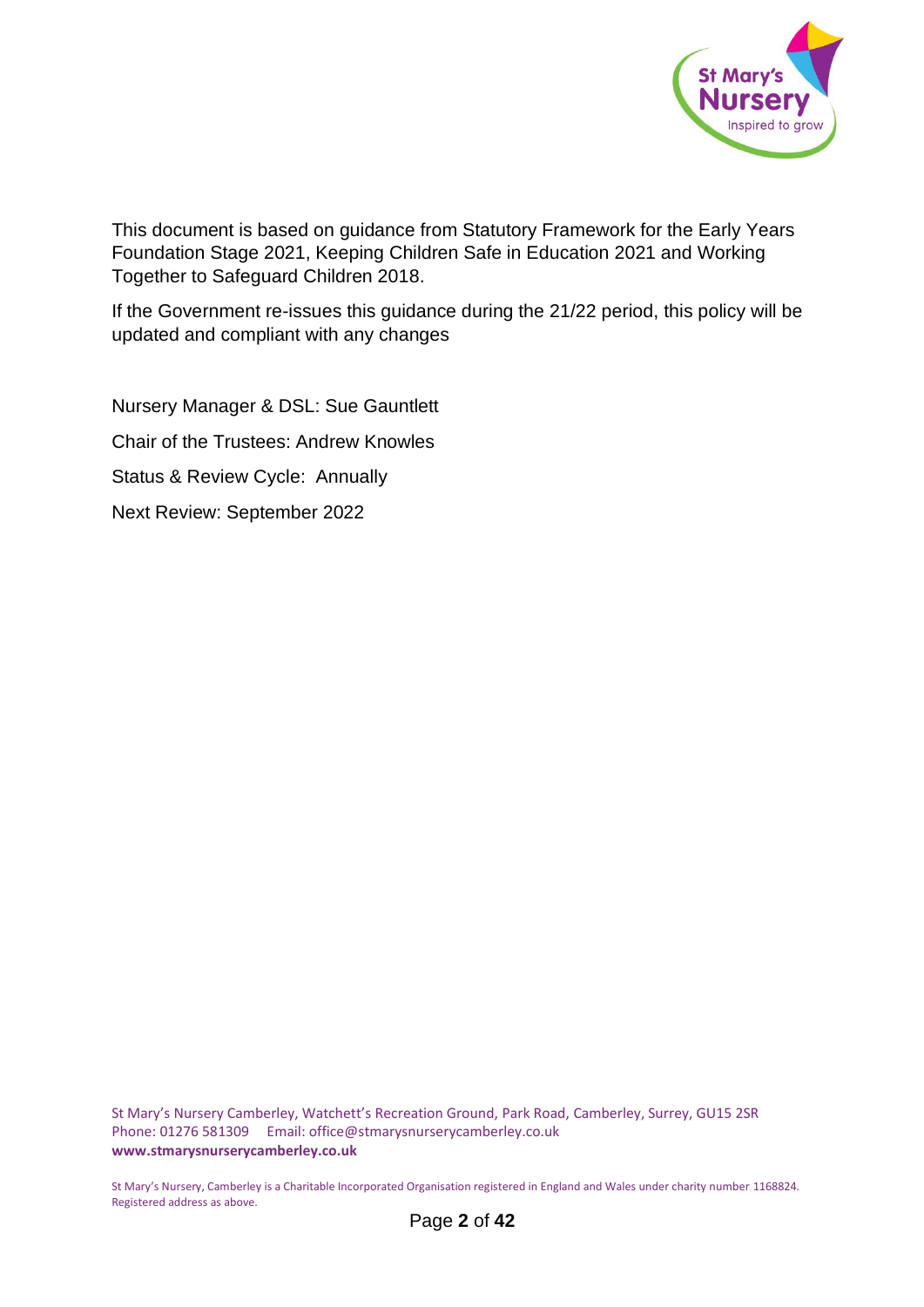This document is based on guidance from Statutory Framework for the Early Years Foundation Stage 2021, Keeping Children Safe in Education 2021 and Working Together to Safeguard Children 2018.

If the Government re-issues this guidance during the 21/22 period, this policy will be updated and compliant with any changes

Nursery Manager & DSL: Sue Gauntlett

Chair of the Trustees: Andrew Knowles

Status & Review Cycle: Annually

Next Review: September 2022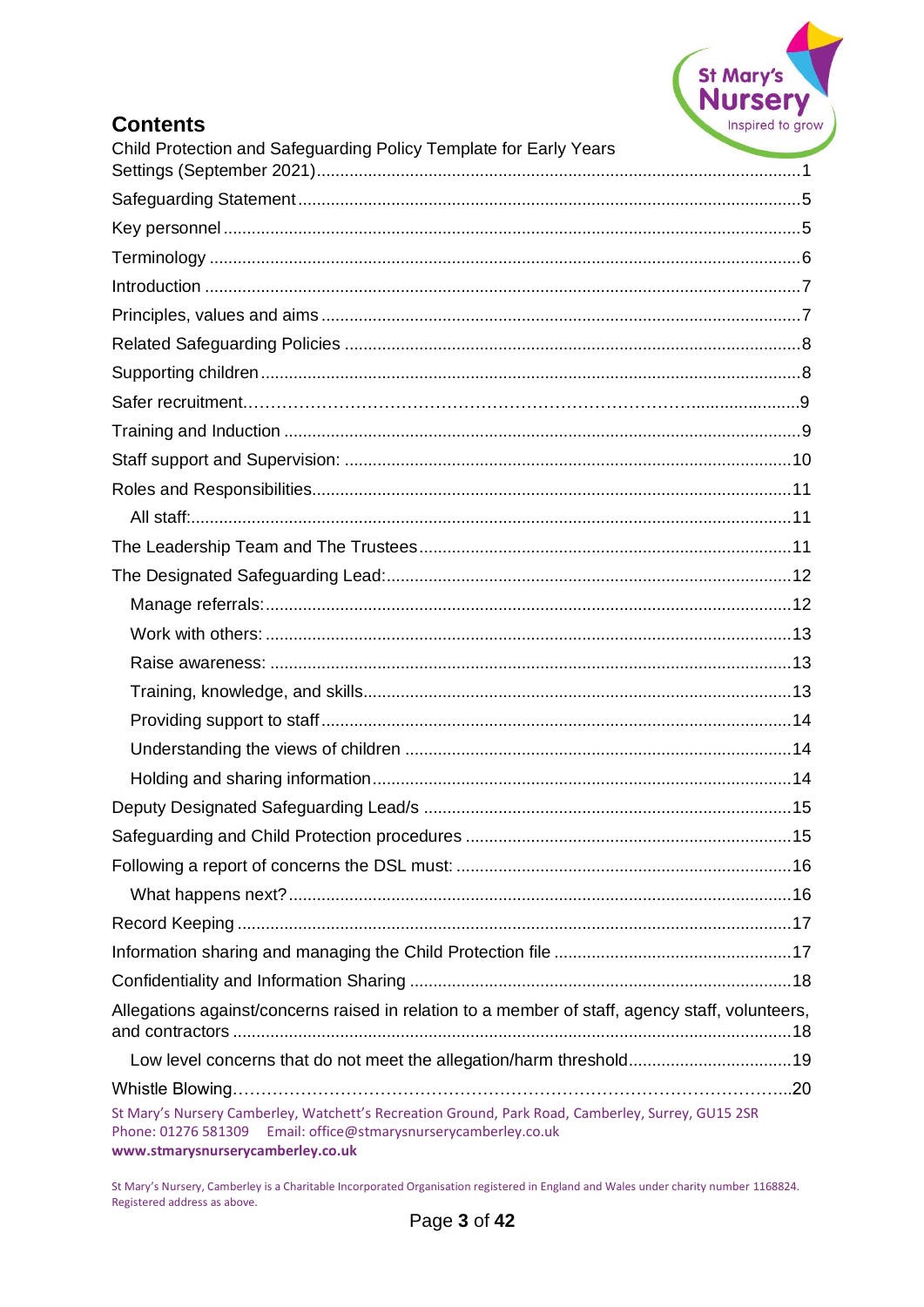## Contents

Child Protection and Safeguarding Policy Template for Early Years Settings (September 2021)....1

Safeguarding Statement....5

Key personnel....5

Terminology....6

Introduction....7

Principles, values and aims....7

Related Safeguarding Policies....8

Supporting children....8

Safer recruitment....9

Training and Induction....9

Staff support and Supervision:....10

Roles and Responsibilities....11

- All staff:....11

The Leadership Team and The Trustees....11

The Designated Safeguarding Lead:....12

- Manage referrals:....12
- Work with others:....13
- Raise awareness:....13
- Training, knowledge, and skills....13
- Providing support to staff....14
- Understanding the views of children....14
- Holding and sharing information....14

Deputy Designated Safeguarding Lead/s....15

Safeguarding and Child Protection procedures....15

Following a report of concerns the DSL must:....16

- What happens next?....16

Record Keeping....17

Information sharing and managing the Child Protection file....17

Confidentiality and Information Sharing....18

Allegations against/concerns raised in relation to a member of staff, agency staff, volunteers, and contractors....18

- Low level concerns that do not meet the allegation/harm threshold....19

Whistle Blowing....20

St Mary's Nursery Camberley, Watchett's Recreation Ground, Park Road, Camberley, Surrey, GU15 2SR
Phone: 01276 581309 Email: office@stmarysnurserycamberley.co.uk
**www.stmarysnurserycamberley.co.uk**

St Mary's Nursery, Camberley is a Charitable Incorporated Organisation registered in England and Wales under charity number 1168824. Registered address as above.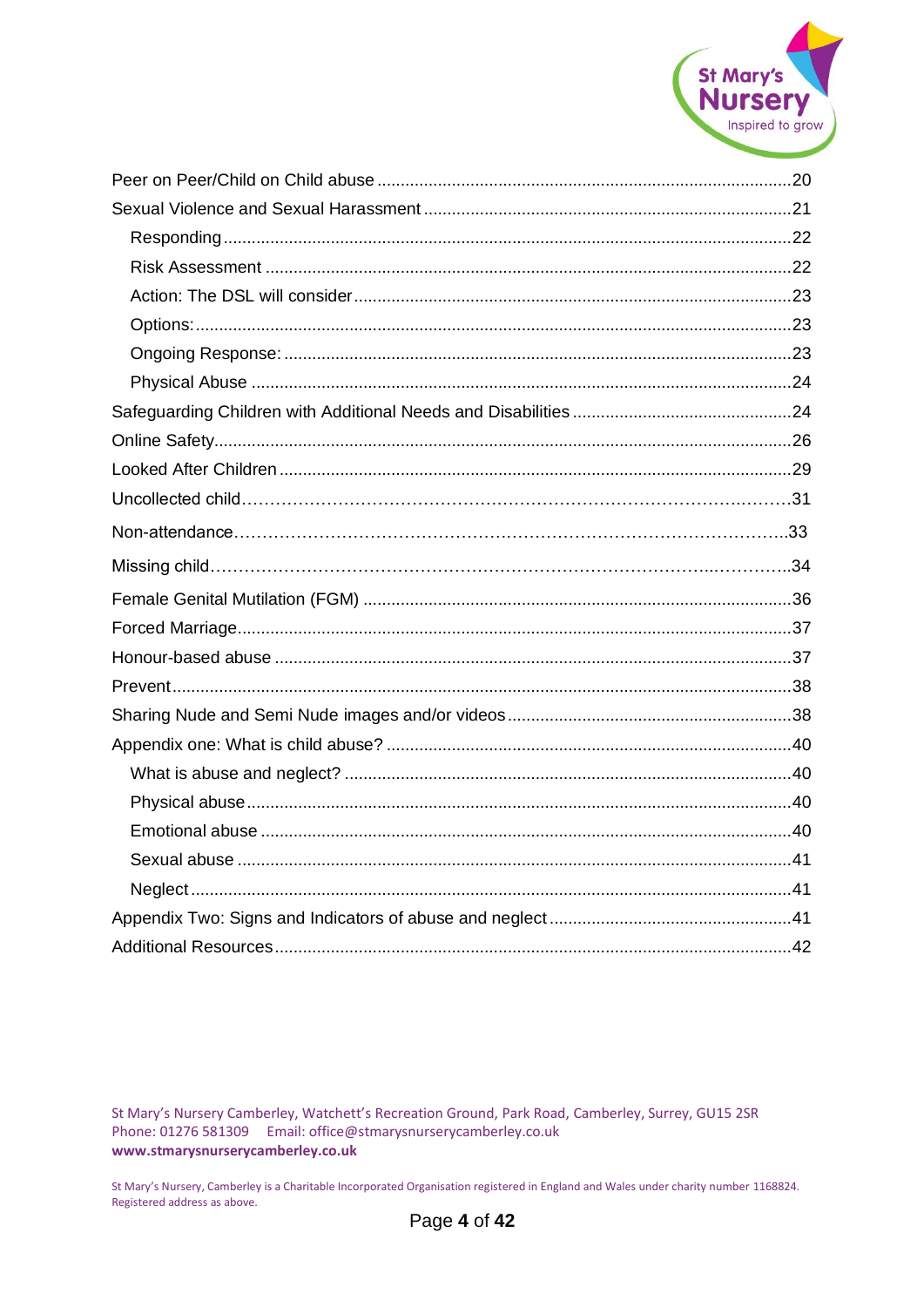Peer on Peer/Child on Child abuse ........ 20
Sexual Violence and Sexual Harassment ........ 21
- Responding ........ 22
- Risk Assessment ........ 22
- Action: The DSL will consider ........ 23
- Options: ........ 23
- Ongoing Response: ........ 23
- Physical Abuse ........ 24

Safeguarding Children with Additional Needs and Disabilities ........ 24
Online Safety ........ 26
Looked After Children ........ 29
Uncollected child ........ 31
Non-attendance ........ 33
Missing child ........ 34
Female Genital Mutilation (FGM) ........ 36
Forced Marriage ........ 37
Honour-based abuse ........ 37
Prevent ........ 38
Sharing Nude and Semi Nude images and/or videos ........ 38
Appendix one: What is child abuse? ........ 40
- What is abuse and neglect? ........ 40
- Physical abuse ........ 40
- Emotional abuse ........ 40
- Sexual abuse ........ 41
- Neglect ........ 41

Appendix Two: Signs and Indicators of abuse and neglect ........ 41
Additional Resources ........ 42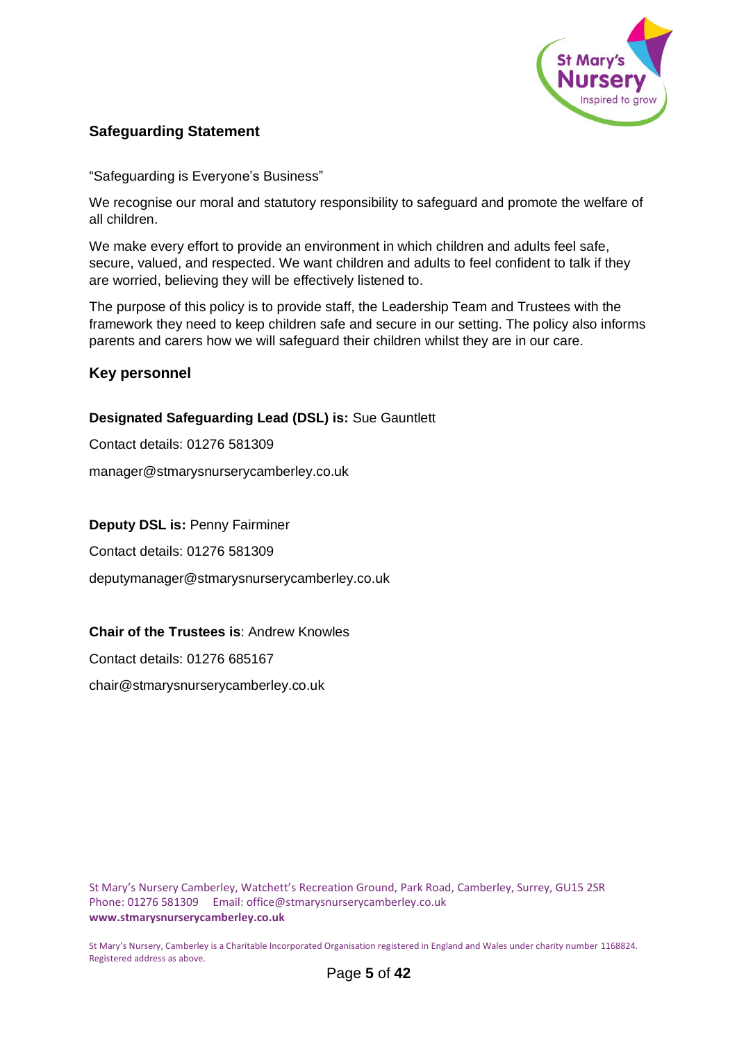## Safeguarding Statement

"Safeguarding is Everyone's Business"

We recognise our moral and statutory responsibility to safeguard and promote the welfare of all children.

We make every effort to provide an environment in which children and adults feel safe, secure, valued, and respected. We want children and adults to feel confident to talk if they are worried, believing they will be effectively listened to.

The purpose of this policy is to provide staff, the Leadership Team and Trustees with the framework they need to keep children safe and secure in our setting. The policy also informs parents and carers how we will safeguard their children whilst they are in our care.

## Key personnel

**Designated Safeguarding Lead (DSL) is:** Sue Gauntlett

Contact details: 01276 581309

manager@stmarysnurserycamberley.co.uk

**Deputy DSL is:** Penny Fairminer

Contact details: 01276 581309

deputymanager@stmarysnurserycamberley.co.uk

**Chair of the Trustees is**: Andrew Knowles

Contact details: 01276 685167

chair@stmarysnurserycamberley.co.uk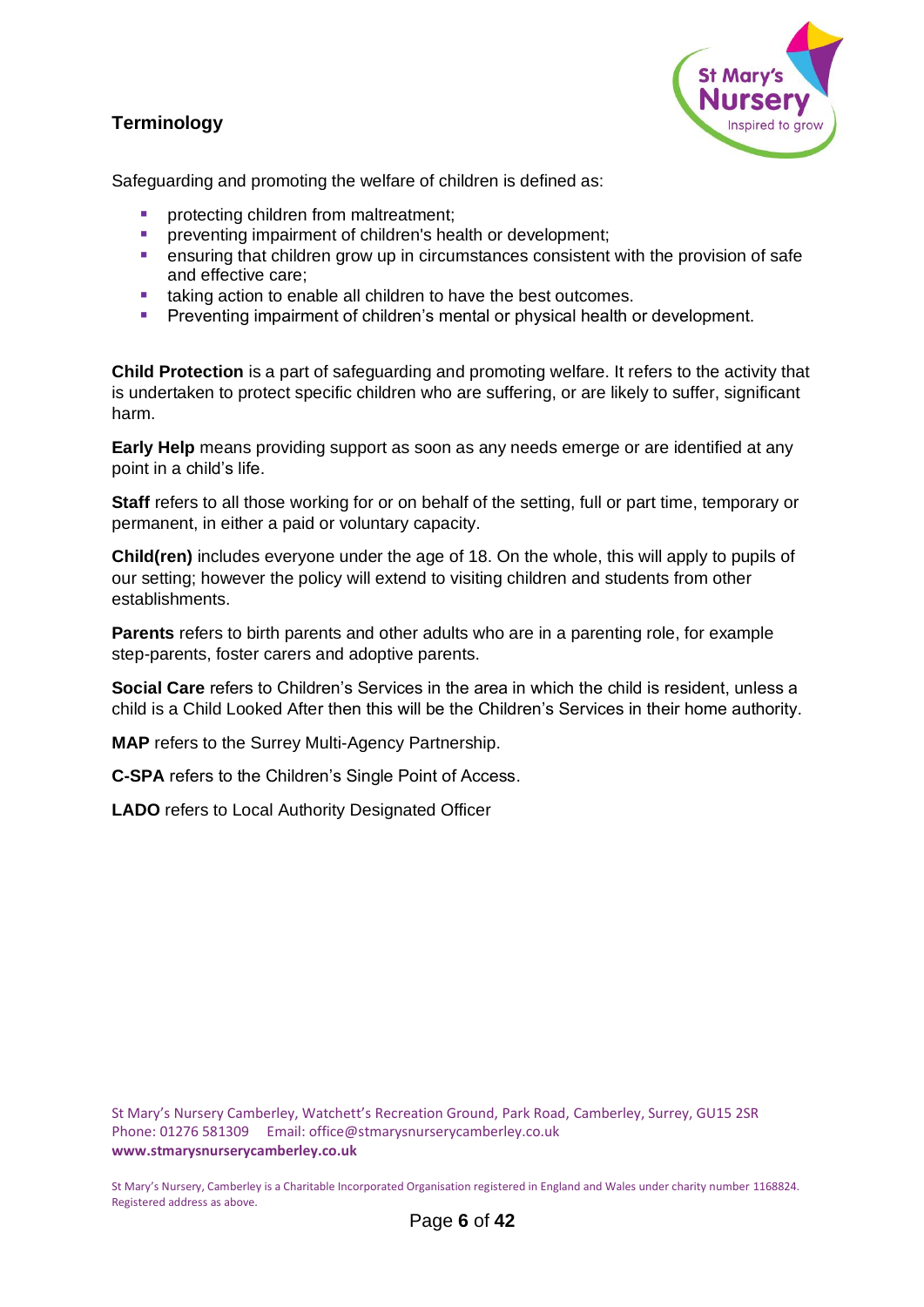## Terminology

Safeguarding and promoting the welfare of children is defined as:

- protecting children from maltreatment;
- preventing impairment of children's health or development;
- ensuring that children grow up in circumstances consistent with the provision of safe and effective care;
- taking action to enable all children to have the best outcomes.
- Preventing impairment of children's mental or physical health or development.

**Child Protection** is a part of safeguarding and promoting welfare. It refers to the activity that is undertaken to protect specific children who are suffering, or are likely to suffer, significant harm.

**Early Help** means providing support as soon as any needs emerge or are identified at any point in a child's life.

**Staff** refers to all those working for or on behalf of the setting, full or part time, temporary or permanent, in either a paid or voluntary capacity.

**Child(ren)** includes everyone under the age of 18. On the whole, this will apply to pupils of our setting; however the policy will extend to visiting children and students from other establishments.

**Parents** refers to birth parents and other adults who are in a parenting role, for example step-parents, foster carers and adoptive parents.

**Social Care** refers to Children's Services in the area in which the child is resident, unless a child is a Child Looked After then this will be the Children's Services in their home authority.

**MAP** refers to the Surrey Multi-Agency Partnership.

**C-SPA** refers to the Children's Single Point of Access.

**LADO** refers to Local Authority Designated Officer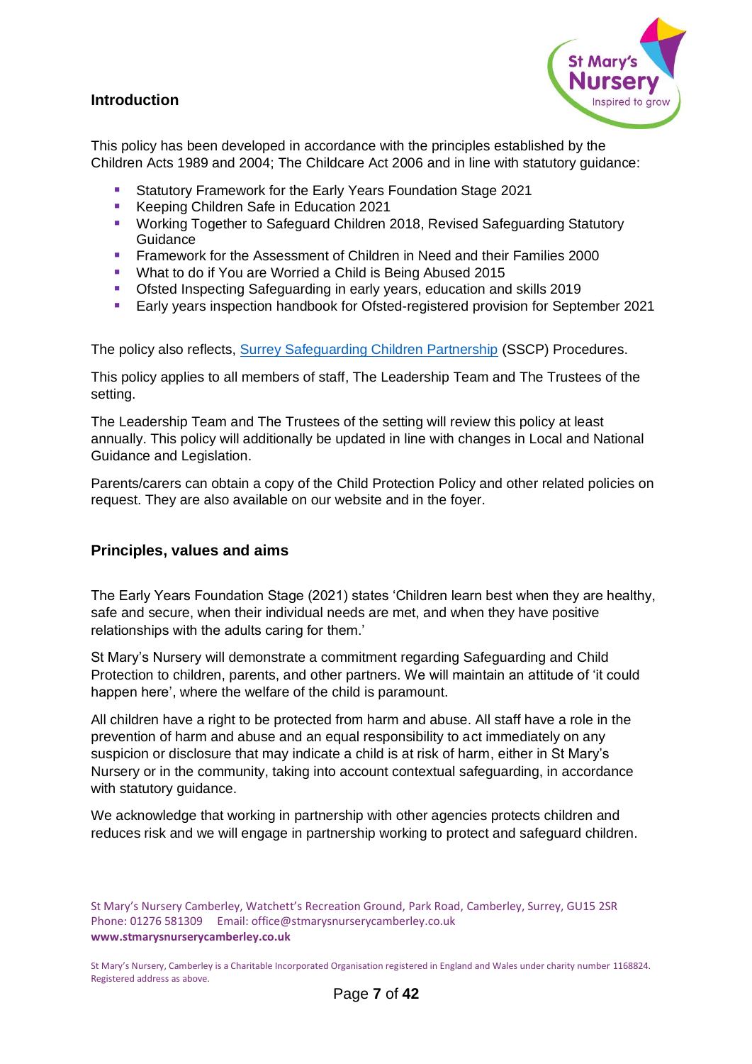## Introduction

This policy has been developed in accordance with the principles established by the Children Acts 1989 and 2004; The Childcare Act 2006 and in line with statutory guidance:

- Statutory Framework for the Early Years Foundation Stage 2021
- Keeping Children Safe in Education 2021
- Working Together to Safeguard Children 2018, Revised Safeguarding Statutory Guidance
- Framework for the Assessment of Children in Need and their Families 2000
- What to do if You are Worried a Child is Being Abused 2015
- Ofsted Inspecting Safeguarding in early years, education and skills 2019
- Early years inspection handbook for Ofsted-registered provision for September 2021

The policy also reflects, [Surrey Safeguarding Children Partnership](#) (SSCP) Procedures.

This policy applies to all members of staff, The Leadership Team and The Trustees of the setting.

The Leadership Team and The Trustees of the setting will review this policy at least annually. This policy will additionally be updated in line with changes in Local and National Guidance and Legislation.

Parents/carers can obtain a copy of the Child Protection Policy and other related policies on request. They are also available on our website and in the foyer.

## Principles, values and aims

The Early Years Foundation Stage (2021) states 'Children learn best when they are healthy, safe and secure, when their individual needs are met, and when they have positive relationships with the adults caring for them.'

St Mary's Nursery will demonstrate a commitment regarding Safeguarding and Child Protection to children, parents, and other partners. We will maintain an attitude of 'it could happen here', where the welfare of the child is paramount.

All children have a right to be protected from harm and abuse. All staff have a role in the prevention of harm and abuse and an equal responsibility to act immediately on any suspicion or disclosure that may indicate a child is at risk of harm, either in St Mary's Nursery or in the community, taking into account contextual safeguarding, in accordance with statutory guidance.

We acknowledge that working in partnership with other agencies protects children and reduces risk and we will engage in partnership working to protect and safeguard children.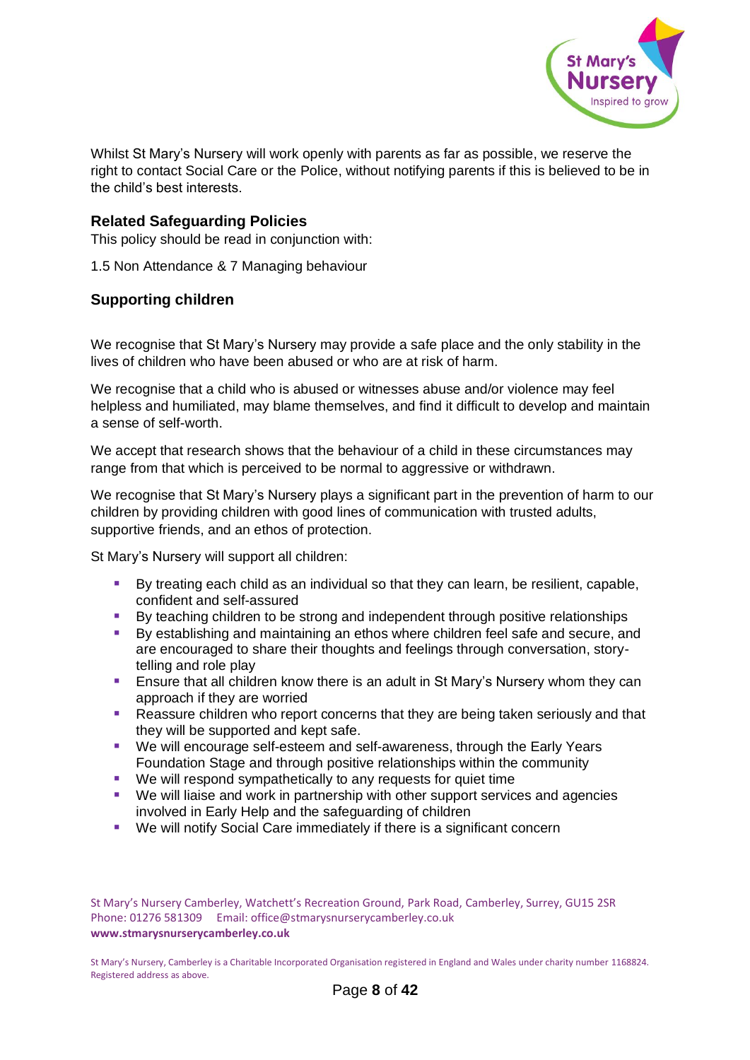Whilst St Mary's Nursery will work openly with parents as far as possible, we reserve the right to contact Social Care or the Police, without notifying parents if this is believed to be in the child's best interests.

### Related Safeguarding Policies

This policy should be read in conjunction with:

1.5 Non Attendance & 7 Managing behaviour

### Supporting children

We recognise that St Mary's Nursery may provide a safe place and the only stability in the lives of children who have been abused or who are at risk of harm.

We recognise that a child who is abused or witnesses abuse and/or violence may feel helpless and humiliated, may blame themselves, and find it difficult to develop and maintain a sense of self-worth.

We accept that research shows that the behaviour of a child in these circumstances may range from that which is perceived to be normal to aggressive or withdrawn.

We recognise that St Mary's Nursery plays a significant part in the prevention of harm to our children by providing children with good lines of communication with trusted adults, supportive friends, and an ethos of protection.

St Mary's Nursery will support all children:

- By treating each child as an individual so that they can learn, be resilient, capable, confident and self-assured
- By teaching children to be strong and independent through positive relationships
- By establishing and maintaining an ethos where children feel safe and secure, and are encouraged to share their thoughts and feelings through conversation, story-telling and role play
- Ensure that all children know there is an adult in St Mary's Nursery whom they can approach if they are worried
- Reassure children who report concerns that they are being taken seriously and that they will be supported and kept safe.
- We will encourage self-esteem and self-awareness, through the Early Years Foundation Stage and through positive relationships within the community
- We will respond sympathetically to any requests for quiet time
- We will liaise and work in partnership with other support services and agencies involved in Early Help and the safeguarding of children
- We will notify Social Care immediately if there is a significant concern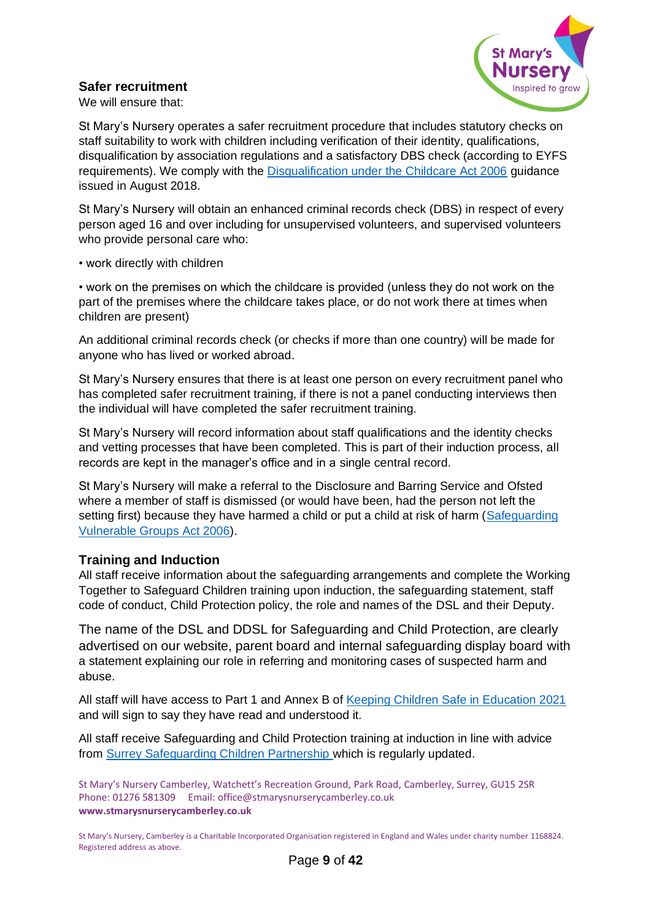## Safer recruitment

We will ensure that:

St Mary's Nursery operates a safer recruitment procedure that includes statutory checks on staff suitability to work with children including verification of their identity, qualifications, disqualification by association regulations and a satisfactory DBS check (according to EYFS requirements). We comply with the Disqualification under the Childcare Act 2006 guidance issued in August 2018.

St Mary's Nursery will obtain an enhanced criminal records check (DBS) in respect of every person aged 16 and over including for unsupervised volunteers, and supervised volunteers who provide personal care who:

- work directly with children
- work on the premises on which the childcare is provided (unless they do not work on the part of the premises where the childcare takes place, or do not work there at times when children are present)

An additional criminal records check (or checks if more than one country) will be made for anyone who has lived or worked abroad.

St Mary's Nursery ensures that there is at least one person on every recruitment panel who has completed safer recruitment training, if there is not a panel conducting interviews then the individual will have completed the safer recruitment training.

St Mary's Nursery will record information about staff qualifications and the identity checks and vetting processes that have been completed. This is part of their induction process, all records are kept in the manager's office and in a single central record.

St Mary's Nursery will make a referral to the Disclosure and Barring Service and Ofsted where a member of staff is dismissed (or would have been, had the person not left the setting first) because they have harmed a child or put a child at risk of harm (Safeguarding Vulnerable Groups Act 2006).

## Training and Induction

All staff receive information about the safeguarding arrangements and complete the Working Together to Safeguard Children training upon induction, the safeguarding statement, staff code of conduct, Child Protection policy, the role and names of the DSL and their Deputy.

The name of the DSL and DDSL for Safeguarding and Child Protection, are clearly advertised on our website, parent board and internal safeguarding display board with a statement explaining our role in referring and monitoring cases of suspected harm and abuse.

All staff will have access to Part 1 and Annex B of Keeping Children Safe in Education 2021 and will sign to say they have read and understood it.

All staff receive Safeguarding and Child Protection training at induction in line with advice from Surrey Safeguarding Children Partnership which is regularly updated.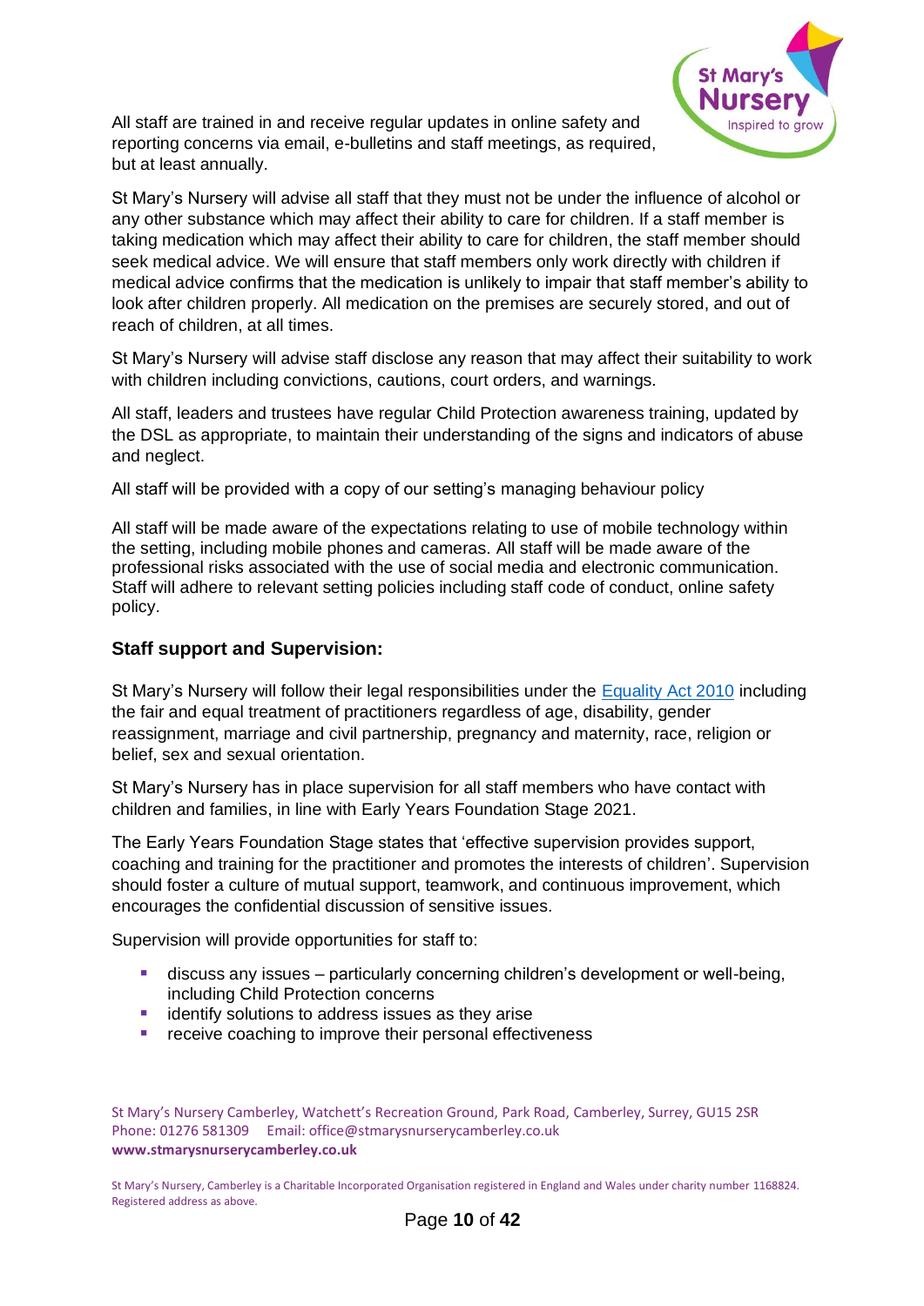All staff are trained in and receive regular updates in online safety and reporting concerns via email, e-bulletins and staff meetings, as required, but at least annually.

St Mary's Nursery will advise all staff that they must not be under the influence of alcohol or any other substance which may affect their ability to care for children. If a staff member is taking medication which may affect their ability to care for children, the staff member should seek medical advice. We will ensure that staff members only work directly with children if medical advice confirms that the medication is unlikely to impair that staff member's ability to look after children properly. All medication on the premises are securely stored, and out of reach of children, at all times.

St Mary's Nursery will advise staff disclose any reason that may affect their suitability to work with children including convictions, cautions, court orders, and warnings.

All staff, leaders and trustees have regular Child Protection awareness training, updated by the DSL as appropriate, to maintain their understanding of the signs and indicators of abuse and neglect.

All staff will be provided with a copy of our setting's managing behaviour policy

All staff will be made aware of the expectations relating to use of mobile technology within the setting, including mobile phones and cameras. All staff will be made aware of the professional risks associated with the use of social media and electronic communication. Staff will adhere to relevant setting policies including staff code of conduct, online safety policy.

### Staff support and Supervision:

St Mary's Nursery will follow their legal responsibilities under the Equality Act 2010 including the fair and equal treatment of practitioners regardless of age, disability, gender reassignment, marriage and civil partnership, pregnancy and maternity, race, religion or belief, sex and sexual orientation.

St Mary's Nursery has in place supervision for all staff members who have contact with children and families, in line with Early Years Foundation Stage 2021.

The Early Years Foundation Stage states that 'effective supervision provides support, coaching and training for the practitioner and promotes the interests of children'. Supervision should foster a culture of mutual support, teamwork, and continuous improvement, which encourages the confidential discussion of sensitive issues.

Supervision will provide opportunities for staff to:

- discuss any issues – particularly concerning children's development or well-being, including Child Protection concerns
- identify solutions to address issues as they arise
- receive coaching to improve their personal effectiveness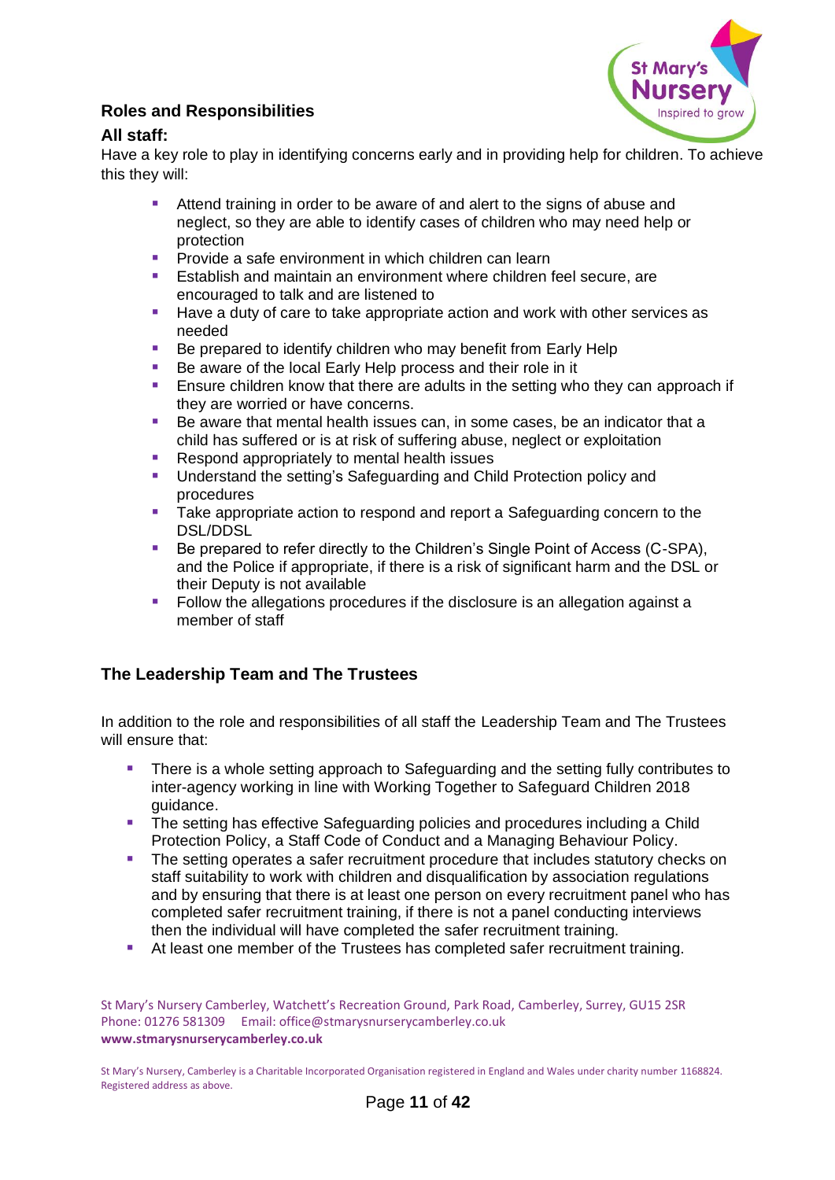## Roles and Responsibilities

### All staff:

Have a key role to play in identifying concerns early and in providing help for children. To achieve this they will:

- Attend training in order to be aware of and alert to the signs of abuse and neglect, so they are able to identify cases of children who may need help or protection
- Provide a safe environment in which children can learn
- Establish and maintain an environment where children feel secure, are encouraged to talk and are listened to
- Have a duty of care to take appropriate action and work with other services as needed
- Be prepared to identify children who may benefit from Early Help
- Be aware of the local Early Help process and their role in it
- Ensure children know that there are adults in the setting who they can approach if they are worried or have concerns.
- Be aware that mental health issues can, in some cases, be an indicator that a child has suffered or is at risk of suffering abuse, neglect or exploitation
- Respond appropriately to mental health issues
- Understand the setting's Safeguarding and Child Protection policy and procedures
- Take appropriate action to respond and report a Safeguarding concern to the DSL/DDSL
- Be prepared to refer directly to the Children's Single Point of Access (C-SPA), and the Police if appropriate, if there is a risk of significant harm and the DSL or their Deputy is not available
- Follow the allegations procedures if the disclosure is an allegation against a member of staff

## The Leadership Team and The Trustees

In addition to the role and responsibilities of all staff the Leadership Team and The Trustees will ensure that:

- There is a whole setting approach to Safeguarding and the setting fully contributes to inter-agency working in line with Working Together to Safeguard Children 2018 guidance.
- The setting has effective Safeguarding policies and procedures including a Child Protection Policy, a Staff Code of Conduct and a Managing Behaviour Policy.
- The setting operates a safer recruitment procedure that includes statutory checks on staff suitability to work with children and disqualification by association regulations and by ensuring that there is at least one person on every recruitment panel who has completed safer recruitment training, if there is not a panel conducting interviews then the individual will have completed the safer recruitment training.
- At least one member of the Trustees has completed safer recruitment training.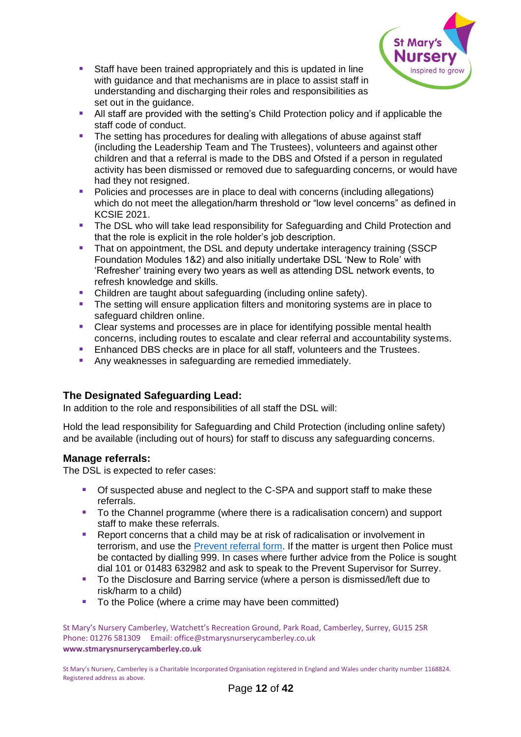- Staff have been trained appropriately and this is updated in line with guidance and that mechanisms are in place to assist staff in understanding and discharging their roles and responsibilities as set out in the guidance.
- All staff are provided with the setting's Child Protection policy and if applicable the staff code of conduct.
- The setting has procedures for dealing with allegations of abuse against staff (including the Leadership Team and The Trustees), volunteers and against other children and that a referral is made to the DBS and Ofsted if a person in regulated activity has been dismissed or removed due to safeguarding concerns, or would have had they not resigned.
- Policies and processes are in place to deal with concerns (including allegations) which do not meet the allegation/harm threshold or "low level concerns" as defined in KCSIE 2021.
- The DSL who will take lead responsibility for Safeguarding and Child Protection and that the role is explicit in the role holder's job description.
- That on appointment, the DSL and deputy undertake interagency training (SSCP Foundation Modules 1&2) and also initially undertake DSL 'New to Role' with 'Refresher' training every two years as well as attending DSL network events, to refresh knowledge and skills.
- Children are taught about safeguarding (including online safety).
- The setting will ensure application filters and monitoring systems are in place to safeguard children online.
- Clear systems and processes are in place for identifying possible mental health concerns, including routes to escalate and clear referral and accountability systems.
- Enhanced DBS checks are in place for all staff, volunteers and the Trustees.
- Any weaknesses in safeguarding are remedied immediately.

## The Designated Safeguarding Lead:

In addition to the role and responsibilities of all staff the DSL will:

Hold the lead responsibility for Safeguarding and Child Protection (including online safety) and be available (including out of hours) for staff to discuss any safeguarding concerns.

### Manage referrals:

The DSL is expected to refer cases:

- Of suspected abuse and neglect to the C-SPA and support staff to make these referrals.
- To the Channel programme (where there is a radicalisation concern) and support staff to make these referrals.
- Report concerns that a child may be at risk of radicalisation or involvement in terrorism, and use the [Prevent referral form](). If the matter is urgent then Police must be contacted by dialling 999. In cases where further advice from the Police is sought dial 101 or 01483 632982 and ask to speak to the Prevent Supervisor for Surrey.
- To the Disclosure and Barring service (where a person is dismissed/left due to risk/harm to a child)
- To the Police (where a crime may have been committed)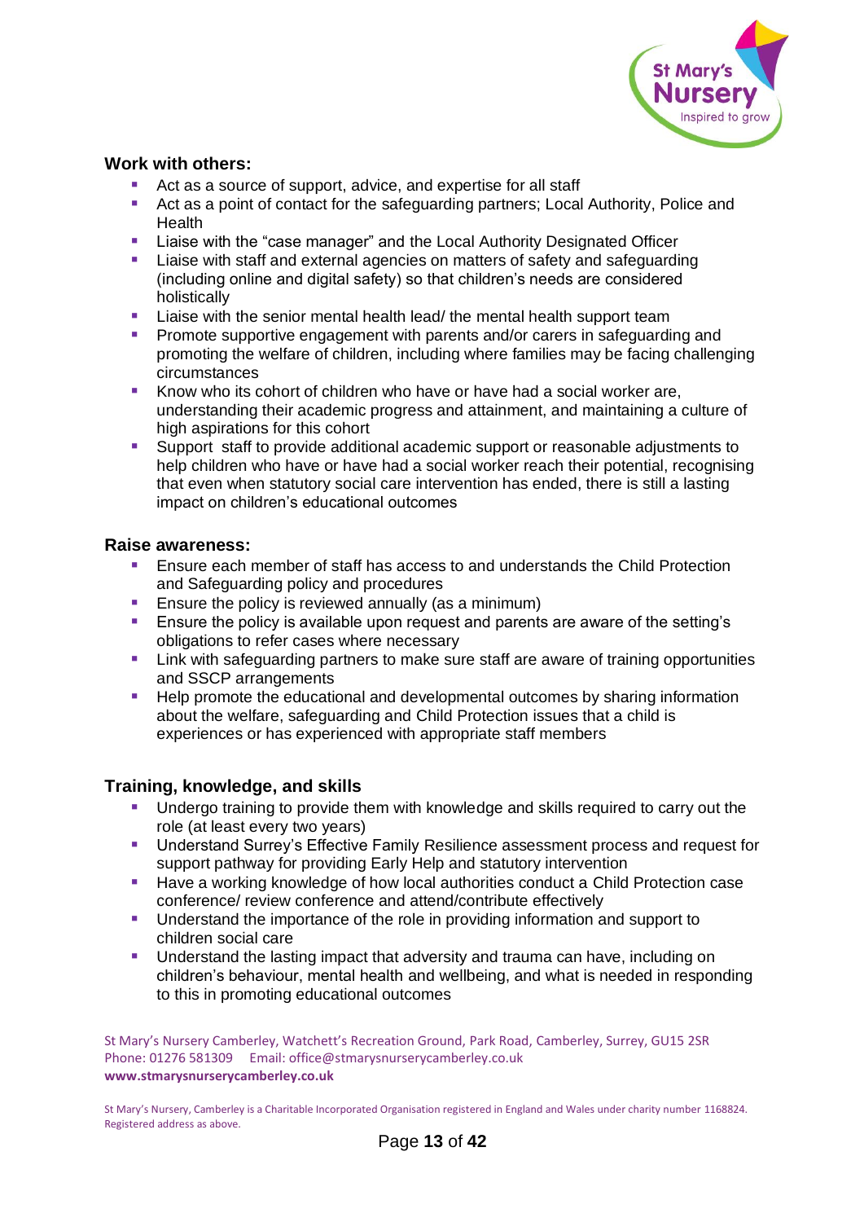### Work with others:

- Act as a source of support, advice, and expertise for all staff
- Act as a point of contact for the safeguarding partners; Local Authority, Police and Health
- Liaise with the "case manager" and the Local Authority Designated Officer
- Liaise with staff and external agencies on matters of safety and safeguarding (including online and digital safety) so that children's needs are considered holistically
- Liaise with the senior mental health lead/ the mental health support team
- Promote supportive engagement with parents and/or carers in safeguarding and promoting the welfare of children, including where families may be facing challenging circumstances
- Know who its cohort of children who have or have had a social worker are, understanding their academic progress and attainment, and maintaining a culture of high aspirations for this cohort
- Support staff to provide additional academic support or reasonable adjustments to help children who have or have had a social worker reach their potential, recognising that even when statutory social care intervention has ended, there is still a lasting impact on children's educational outcomes

### Raise awareness:

- Ensure each member of staff has access to and understands the Child Protection and Safeguarding policy and procedures
- Ensure the policy is reviewed annually (as a minimum)
- Ensure the policy is available upon request and parents are aware of the setting's obligations to refer cases where necessary
- Link with safeguarding partners to make sure staff are aware of training opportunities and SSCP arrangements
- Help promote the educational and developmental outcomes by sharing information about the welfare, safeguarding and Child Protection issues that a child is experiences or has experienced with appropriate staff members

### Training, knowledge, and skills

- Undergo training to provide them with knowledge and skills required to carry out the role (at least every two years)
- Understand Surrey's Effective Family Resilience assessment process and request for support pathway for providing Early Help and statutory intervention
- Have a working knowledge of how local authorities conduct a Child Protection case conference/ review conference and attend/contribute effectively
- Understand the importance of the role in providing information and support to children social care
- Understand the lasting impact that adversity and trauma can have, including on children's behaviour, mental health and wellbeing, and what is needed in responding to this in promoting educational outcomes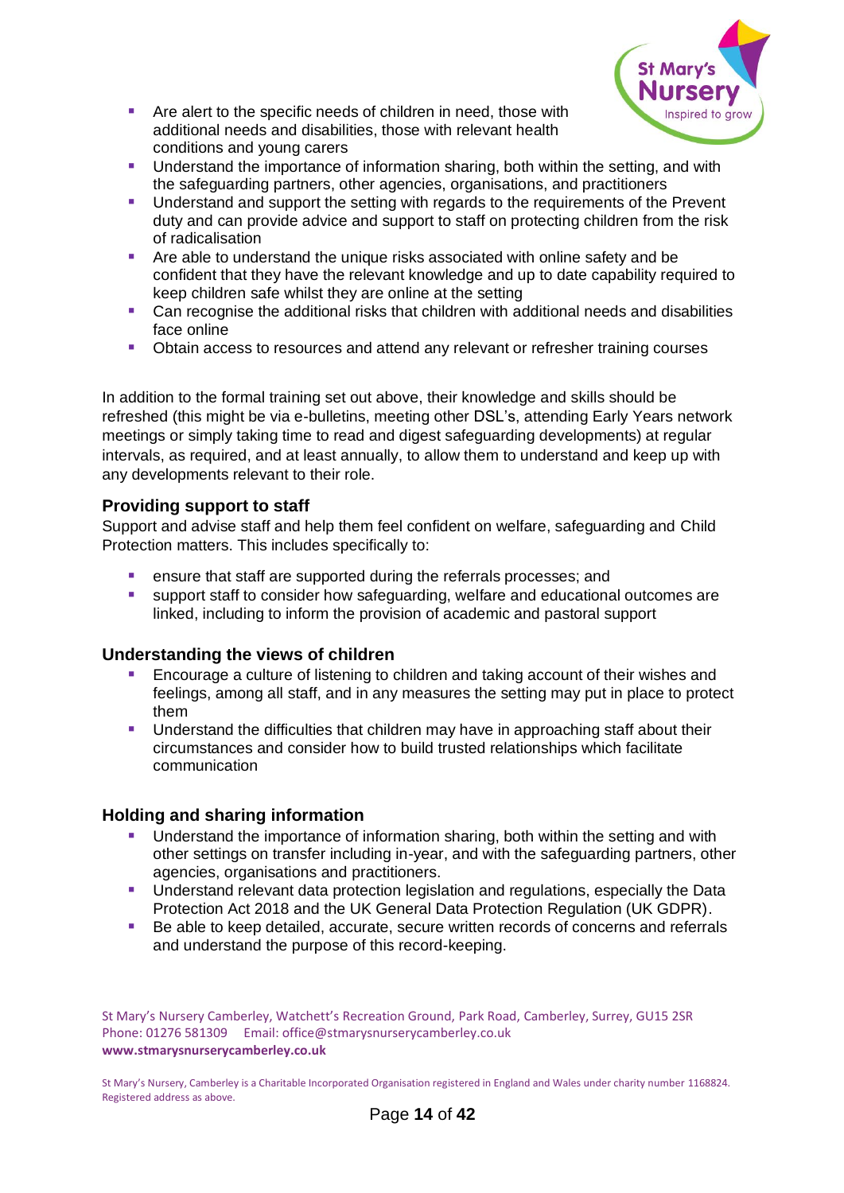- Are alert to the specific needs of children in need, those with additional needs and disabilities, those with relevant health conditions and young carers
- Understand the importance of information sharing, both within the setting, and with the safeguarding partners, other agencies, organisations, and practitioners
- Understand and support the setting with regards to the requirements of the Prevent duty and can provide advice and support to staff on protecting children from the risk of radicalisation
- Are able to understand the unique risks associated with online safety and be confident that they have the relevant knowledge and up to date capability required to keep children safe whilst they are online at the setting
- Can recognise the additional risks that children with additional needs and disabilities face online
- Obtain access to resources and attend any relevant or refresher training courses

In addition to the formal training set out above, their knowledge and skills should be refreshed (this might be via e-bulletins, meeting other DSL's, attending Early Years network meetings or simply taking time to read and digest safeguarding developments) at regular intervals, as required, and at least annually, to allow them to understand and keep up with any developments relevant to their role.

### Providing support to staff

Support and advise staff and help them feel confident on welfare, safeguarding and Child Protection matters. This includes specifically to:

- ensure that staff are supported during the referrals processes; and
- support staff to consider how safeguarding, welfare and educational outcomes are linked, including to inform the provision of academic and pastoral support

### Understanding the views of children

- Encourage a culture of listening to children and taking account of their wishes and feelings, among all staff, and in any measures the setting may put in place to protect them
- Understand the difficulties that children may have in approaching staff about their circumstances and consider how to build trusted relationships which facilitate communication

### Holding and sharing information

- Understand the importance of information sharing, both within the setting and with other settings on transfer including in-year, and with the safeguarding partners, other agencies, organisations and practitioners.
- Understand relevant data protection legislation and regulations, especially the Data Protection Act 2018 and the UK General Data Protection Regulation (UK GDPR).
- Be able to keep detailed, accurate, secure written records of concerns and referrals and understand the purpose of this record-keeping.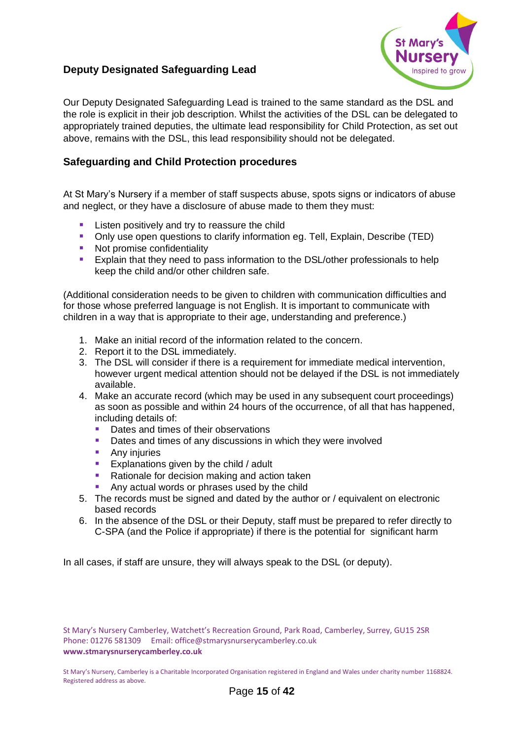### Deputy Designated Safeguarding Lead

Our Deputy Designated Safeguarding Lead is trained to the same standard as the DSL and the role is explicit in their job description. Whilst the activities of the DSL can be delegated to appropriately trained deputies, the ultimate lead responsibility for Child Protection, as set out above, remains with the DSL, this lead responsibility should not be delegated.

### Safeguarding and Child Protection procedures

At St Mary's Nursery if a member of staff suspects abuse, spots signs or indicators of abuse and neglect, or they have a disclosure of abuse made to them they must:

- Listen positively and try to reassure the child
- Only use open questions to clarify information eg. Tell, Explain, Describe (TED)
- Not promise confidentiality
- Explain that they need to pass information to the DSL/other professionals to help keep the child and/or other children safe.

(Additional consideration needs to be given to children with communication difficulties and for those whose preferred language is not English. It is important to communicate with children in a way that is appropriate to their age, understanding and preference.)

1. Make an initial record of the information related to the concern.
2. Report it to the DSL immediately.
3. The DSL will consider if there is a requirement for immediate medical intervention, however urgent medical attention should not be delayed if the DSL is not immediately available.
4. Make an accurate record (which may be used in any subsequent court proceedings) as soon as possible and within 24 hours of the occurrence, of all that has happened, including details of:
   - Dates and times of their observations
   - Dates and times of any discussions in which they were involved
   - Any injuries
   - Explanations given by the child / adult
   - Rationale for decision making and action taken
   - Any actual words or phrases used by the child
5. The records must be signed and dated by the author or / equivalent on electronic based records
6. In the absence of the DSL or their Deputy, staff must be prepared to refer directly to C-SPA (and the Police if appropriate) if there is the potential for significant harm

In all cases, if staff are unsure, they will always speak to the DSL (or deputy).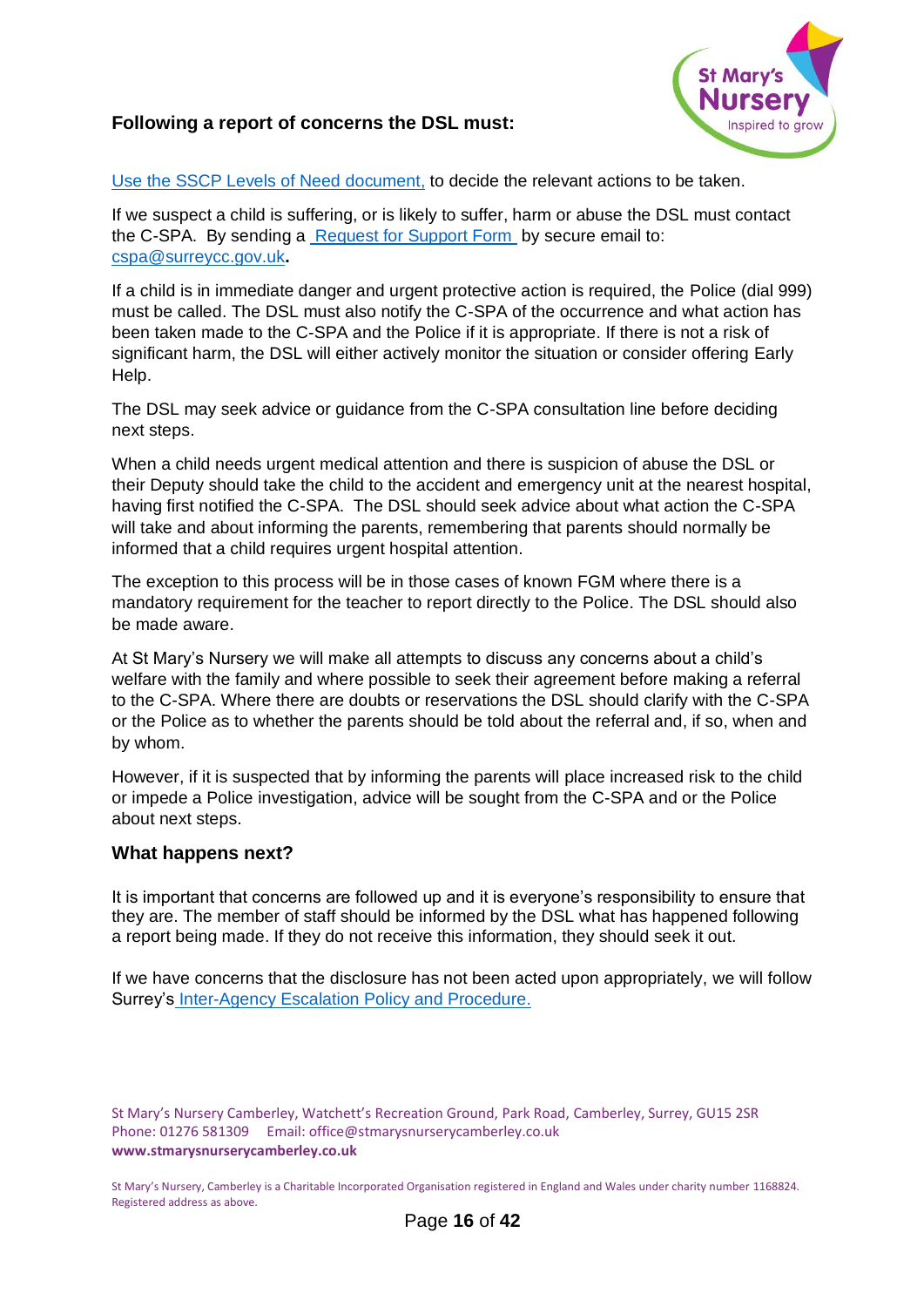**Following a report of concerns the DSL must:**

Use the SSCP Levels of Need document, to decide the relevant actions to be taken.

If we suspect a child is suffering, or is likely to suffer, harm or abuse the DSL must contact the C-SPA. By sending a Request for Support Form by secure email to: cspa@surreycc.gov.uk**.**

If a child is in immediate danger and urgent protective action is required, the Police (dial 999) must be called. The DSL must also notify the C-SPA of the occurrence and what action has been taken made to the C-SPA and the Police if it is appropriate. If there is not a risk of significant harm, the DSL will either actively monitor the situation or consider offering Early Help.

The DSL may seek advice or guidance from the C-SPA consultation line before deciding next steps.

When a child needs urgent medical attention and there is suspicion of abuse the DSL or their Deputy should take the child to the accident and emergency unit at the nearest hospital, having first notified the C-SPA. The DSL should seek advice about what action the C-SPA will take and about informing the parents, remembering that parents should normally be informed that a child requires urgent hospital attention.

The exception to this process will be in those cases of known FGM where there is a mandatory requirement for the teacher to report directly to the Police. The DSL should also be made aware.

At St Mary's Nursery we will make all attempts to discuss any concerns about a child's welfare with the family and where possible to seek their agreement before making a referral to the C-SPA. Where there are doubts or reservations the DSL should clarify with the C-SPA or the Police as to whether the parents should be told about the referral and, if so, when and by whom.

However, if it is suspected that by informing the parents will place increased risk to the child or impede a Police investigation, advice will be sought from the C-SPA and or the Police about next steps.

### What happens next?

It is important that concerns are followed up and it is everyone's responsibility to ensure that they are. The member of staff should be informed by the DSL what has happened following a report being made. If they do not receive this information, they should seek it out.

If we have concerns that the disclosure has not been acted upon appropriately, we will follow Surrey's Inter-Agency Escalation Policy and Procedure.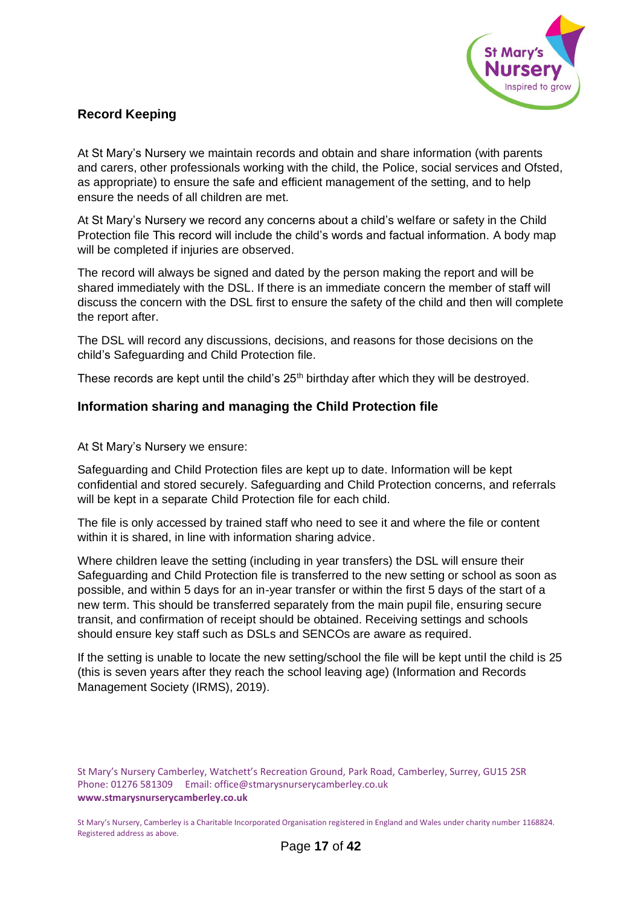## Record Keeping

At St Mary's Nursery we maintain records and obtain and share information (with parents and carers, other professionals working with the child, the Police, social services and Ofsted, as appropriate) to ensure the safe and efficient management of the setting, and to help ensure the needs of all children are met.

At St Mary's Nursery we record any concerns about a child's welfare or safety in the Child Protection file This record will include the child's words and factual information. A body map will be completed if injuries are observed.

The record will always be signed and dated by the person making the report and will be shared immediately with the DSL. If there is an immediate concern the member of staff will discuss the concern with the DSL first to ensure the safety of the child and then will complete the report after.

The DSL will record any discussions, decisions, and reasons for those decisions on the child's Safeguarding and Child Protection file.

These records are kept until the child's 25th birthday after which they will be destroyed.

## Information sharing and managing the Child Protection file

At St Mary's Nursery we ensure:

Safeguarding and Child Protection files are kept up to date. Information will be kept confidential and stored securely. Safeguarding and Child Protection concerns, and referrals will be kept in a separate Child Protection file for each child.

The file is only accessed by trained staff who need to see it and where the file or content within it is shared, in line with information sharing advice.

Where children leave the setting (including in year transfers) the DSL will ensure their Safeguarding and Child Protection file is transferred to the new setting or school as soon as possible, and within 5 days for an in-year transfer or within the first 5 days of the start of a new term. This should be transferred separately from the main pupil file, ensuring secure transit, and confirmation of receipt should be obtained. Receiving settings and schools should ensure key staff such as DSLs and SENCOs are aware as required.

If the setting is unable to locate the new setting/school the file will be kept until the child is 25 (this is seven years after they reach the school leaving age) (Information and Records Management Society (IRMS), 2019).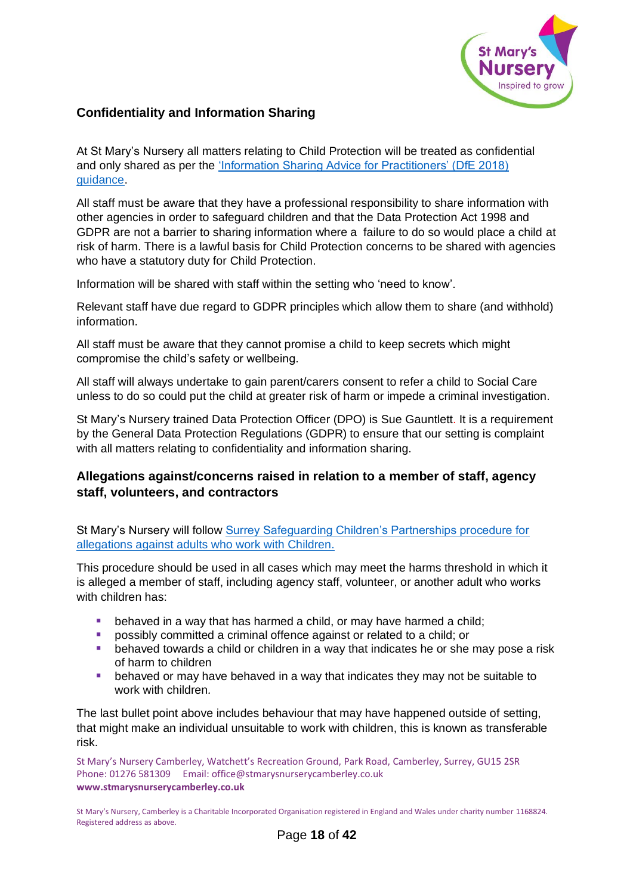## Confidentiality and Information Sharing

At St Mary's Nursery all matters relating to Child Protection will be treated as confidential and only shared as per the 'Information Sharing Advice for Practitioners' (DfE 2018) guidance.

All staff must be aware that they have a professional responsibility to share information with other agencies in order to safeguard children and that the Data Protection Act 1998 and GDPR are not a barrier to sharing information where a failure to do so would place a child at risk of harm. There is a lawful basis for Child Protection concerns to be shared with agencies who have a statutory duty for Child Protection.

Information will be shared with staff within the setting who 'need to know'.

Relevant staff have due regard to GDPR principles which allow them to share (and withhold) information.

All staff must be aware that they cannot promise a child to keep secrets which might compromise the child's safety or wellbeing.

All staff will always undertake to gain parent/carers consent to refer a child to Social Care unless to do so could put the child at greater risk of harm or impede a criminal investigation.

St Mary's Nursery trained Data Protection Officer (DPO) is Sue Gauntlett. It is a requirement by the General Data Protection Regulations (GDPR) to ensure that our setting is complaint with all matters relating to confidentiality and information sharing.

## Allegations against/concerns raised in relation to a member of staff, agency staff, volunteers, and contractors

St Mary's Nursery will follow Surrey Safeguarding Children's Partnerships procedure for allegations against adults who work with Children.

This procedure should be used in all cases which may meet the harms threshold in which it is alleged a member of staff, including agency staff, volunteer, or another adult who works with children has:

- behaved in a way that has harmed a child, or may have harmed a child;
- possibly committed a criminal offence against or related to a child; or
- behaved towards a child or children in a way that indicates he or she may pose a risk of harm to children
- behaved or may have behaved in a way that indicates they may not be suitable to work with children.

The last bullet point above includes behaviour that may have happened outside of setting, that might make an individual unsuitable to work with children, this is known as transferable risk.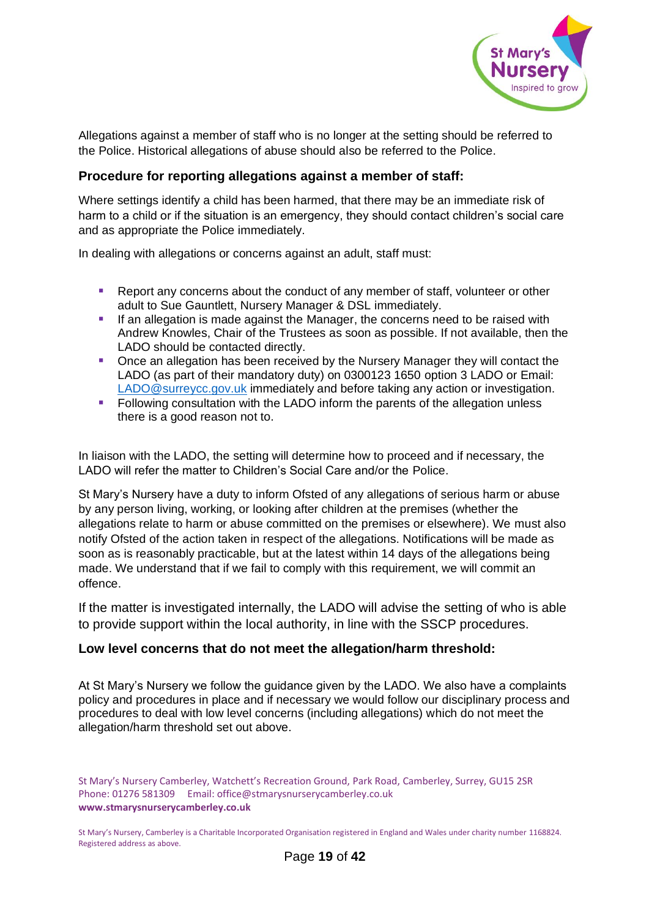Allegations against a member of staff who is no longer at the setting should be referred to the Police. Historical allegations of abuse should also be referred to the Police.

### Procedure for reporting allegations against a member of staff:

Where settings identify a child has been harmed, that there may be an immediate risk of harm to a child or if the situation is an emergency, they should contact children's social care and as appropriate the Police immediately.

In dealing with allegations or concerns against an adult, staff must:

- Report any concerns about the conduct of any member of staff, volunteer or other adult to Sue Gauntlett, Nursery Manager & DSL immediately.
- If an allegation is made against the Manager, the concerns need to be raised with Andrew Knowles, Chair of the Trustees as soon as possible. If not available, then the LADO should be contacted directly.
- Once an allegation has been received by the Nursery Manager they will contact the LADO (as part of their mandatory duty) on 0300123 1650 option 3 LADO or Email: LADO@surreycc.gov.uk immediately and before taking any action or investigation.
- Following consultation with the LADO inform the parents of the allegation unless there is a good reason not to.

In liaison with the LADO, the setting will determine how to proceed and if necessary, the LADO will refer the matter to Children's Social Care and/or the Police.

St Mary's Nursery have a duty to inform Ofsted of any allegations of serious harm or abuse by any person living, working, or looking after children at the premises (whether the allegations relate to harm or abuse committed on the premises or elsewhere). We must also notify Ofsted of the action taken in respect of the allegations. Notifications will be made as soon as is reasonably practicable, but at the latest within 14 days of the allegations being made. We understand that if we fail to comply with this requirement, we will commit an offence.

If the matter is investigated internally, the LADO will advise the setting of who is able to provide support within the local authority, in line with the SSCP procedures.

### Low level concerns that do not meet the allegation/harm threshold:

At St Mary's Nursery we follow the guidance given by the LADO. We also have a complaints policy and procedures in place and if necessary we would follow our disciplinary process and procedures to deal with low level concerns (including allegations) which do not meet the allegation/harm threshold set out above.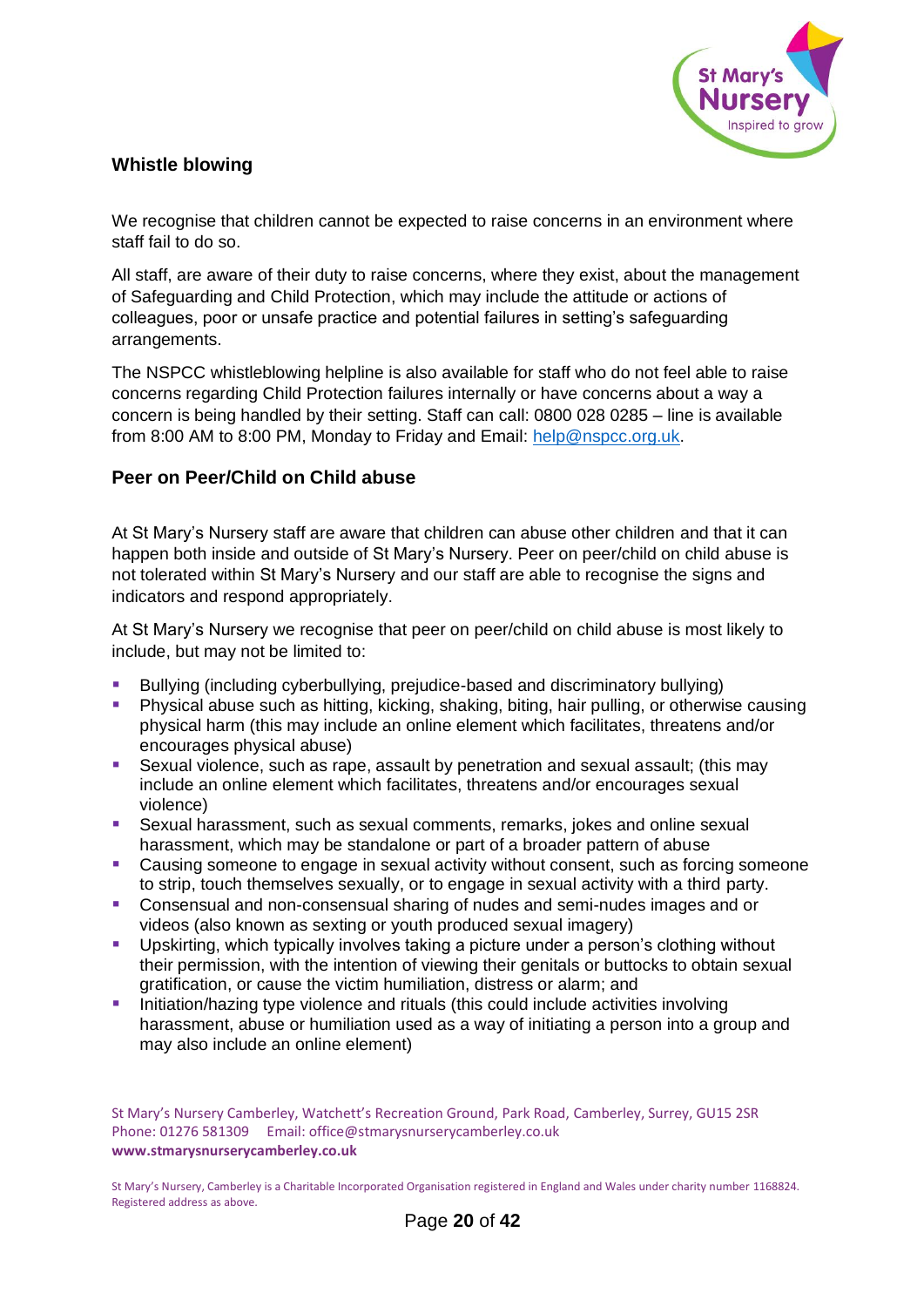## Whistle blowing

We recognise that children cannot be expected to raise concerns in an environment where staff fail to do so.

All staff, are aware of their duty to raise concerns, where they exist, about the management of Safeguarding and Child Protection, which may include the attitude or actions of colleagues, poor or unsafe practice and potential failures in setting's safeguarding arrangements.

The NSPCC whistleblowing helpline is also available for staff who do not feel able to raise concerns regarding Child Protection failures internally or have concerns about a way a concern is being handled by their setting. Staff can call: 0800 028 0285 – line is available from 8:00 AM to 8:00 PM, Monday to Friday and Email: help@nspcc.org.uk.

## Peer on Peer/Child on Child abuse

At St Mary's Nursery staff are aware that children can abuse other children and that it can happen both inside and outside of St Mary's Nursery. Peer on peer/child on child abuse is not tolerated within St Mary's Nursery and our staff are able to recognise the signs and indicators and respond appropriately.

At St Mary's Nursery we recognise that peer on peer/child on child abuse is most likely to include, but may not be limited to:

- Bullying (including cyberbullying, prejudice-based and discriminatory bullying)
- Physical abuse such as hitting, kicking, shaking, biting, hair pulling, or otherwise causing physical harm (this may include an online element which facilitates, threatens and/or encourages physical abuse)
- Sexual violence, such as rape, assault by penetration and sexual assault; (this may include an online element which facilitates, threatens and/or encourages sexual violence)
- Sexual harassment, such as sexual comments, remarks, jokes and online sexual harassment, which may be standalone or part of a broader pattern of abuse
- Causing someone to engage in sexual activity without consent, such as forcing someone to strip, touch themselves sexually, or to engage in sexual activity with a third party.
- Consensual and non-consensual sharing of nudes and semi-nudes images and or videos (also known as sexting or youth produced sexual imagery)
- Upskirting, which typically involves taking a picture under a person's clothing without their permission, with the intention of viewing their genitals or buttocks to obtain sexual gratification, or cause the victim humiliation, distress or alarm; and
- Initiation/hazing type violence and rituals (this could include activities involving harassment, abuse or humiliation used as a way of initiating a person into a group and may also include an online element)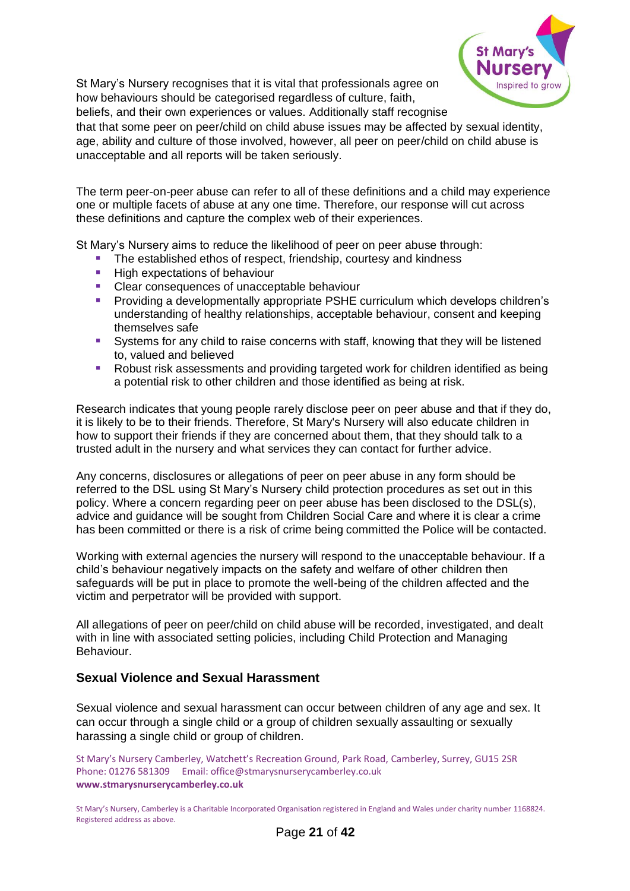St Mary's Nursery recognises that it is vital that professionals agree on how behaviours should be categorised regardless of culture, faith, beliefs, and their own experiences or values. Additionally staff recognise that that some peer on peer/child on child abuse issues may be affected by sexual identity, age, ability and culture of those involved, however, all peer on peer/child on child abuse is unacceptable and all reports will be taken seriously.

The term peer-on-peer abuse can refer to all of these definitions and a child may experience one or multiple facets of abuse at any one time. Therefore, our response will cut across these definitions and capture the complex web of their experiences.

St Mary's Nursery aims to reduce the likelihood of peer on peer abuse through:

- The established ethos of respect, friendship, courtesy and kindness
- High expectations of behaviour
- Clear consequences of unacceptable behaviour
- Providing a developmentally appropriate PSHE curriculum which develops children's understanding of healthy relationships, acceptable behaviour, consent and keeping themselves safe
- Systems for any child to raise concerns with staff, knowing that they will be listened to, valued and believed
- Robust risk assessments and providing targeted work for children identified as being a potential risk to other children and those identified as being at risk.

Research indicates that young people rarely disclose peer on peer abuse and that if they do, it is likely to be to their friends. Therefore, St Mary's Nursery will also educate children in how to support their friends if they are concerned about them, that they should talk to a trusted adult in the nursery and what services they can contact for further advice.

Any concerns, disclosures or allegations of peer on peer abuse in any form should be referred to the DSL using St Mary's Nursery child protection procedures as set out in this policy. Where a concern regarding peer on peer abuse has been disclosed to the DSL(s), advice and guidance will be sought from Children Social Care and where it is clear a crime has been committed or there is a risk of crime being committed the Police will be contacted.

Working with external agencies the nursery will respond to the unacceptable behaviour. If a child's behaviour negatively impacts on the safety and welfare of other children then safeguards will be put in place to promote the well-being of the children affected and the victim and perpetrator will be provided with support.

All allegations of peer on peer/child on child abuse will be recorded, investigated, and dealt with in line with associated setting policies, including Child Protection and Managing Behaviour.

### Sexual Violence and Sexual Harassment

Sexual violence and sexual harassment can occur between children of any age and sex. It can occur through a single child or a group of children sexually assaulting or sexually harassing a single child or group of children.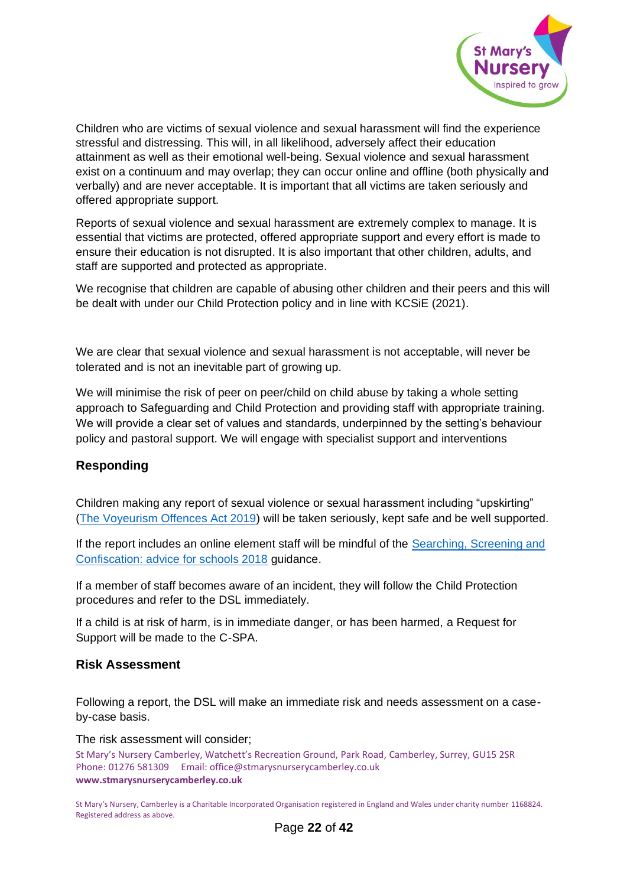Children who are victims of sexual violence and sexual harassment will find the experience stressful and distressing. This will, in all likelihood, adversely affect their education attainment as well as their emotional well-being. Sexual violence and sexual harassment exist on a continuum and may overlap; they can occur online and offline (both physically and verbally) and are never acceptable. It is important that all victims are taken seriously and offered appropriate support.

Reports of sexual violence and sexual harassment are extremely complex to manage. It is essential that victims are protected, offered appropriate support and every effort is made to ensure their education is not disrupted. It is also important that other children, adults, and staff are supported and protected as appropriate.

We recognise that children are capable of abusing other children and their peers and this will be dealt with under our Child Protection policy and in line with KCSiE (2021).

We are clear that sexual violence and sexual harassment is not acceptable, will never be tolerated and is not an inevitable part of growing up.

We will minimise the risk of peer on peer/child on child abuse by taking a whole setting approach to Safeguarding and Child Protection and providing staff with appropriate training. We will provide a clear set of values and standards, underpinned by the setting's behaviour policy and pastoral support. We will engage with specialist support and interventions

### Responding

Children making any report of sexual violence or sexual harassment including "upskirting" (The Voyeurism Offences Act 2019) will be taken seriously, kept safe and be well supported.

If the report includes an online element staff will be mindful of the Searching, Screening and Confiscation: advice for schools 2018 guidance.

If a member of staff becomes aware of an incident, they will follow the Child Protection procedures and refer to the DSL immediately.

If a child is at risk of harm, is in immediate danger, or has been harmed, a Request for Support will be made to the C-SPA.

### Risk Assessment

Following a report, the DSL will make an immediate risk and needs assessment on a case-by-case basis.

The risk assessment will consider;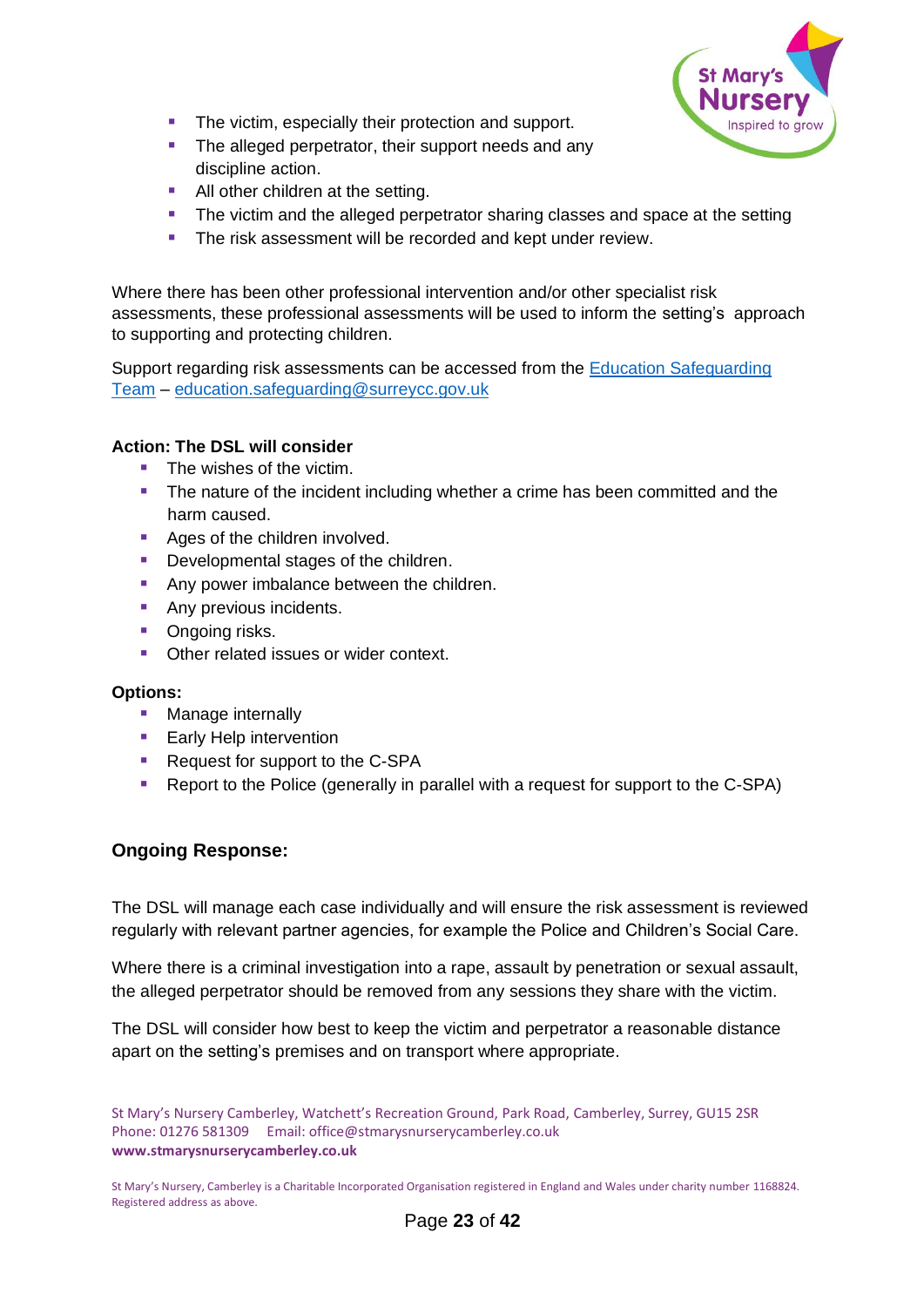- The victim, especially their protection and support.
- The alleged perpetrator, their support needs and any discipline action.
- All other children at the setting.
- The victim and the alleged perpetrator sharing classes and space at the setting
- The risk assessment will be recorded and kept under review.

Where there has been other professional intervention and/or other specialist risk assessments, these professional assessments will be used to inform the setting's approach to supporting and protecting children.

Support regarding risk assessments can be accessed from the Education Safeguarding Team – education.safeguarding@surreycc.gov.uk

**Action: The DSL will consider**

- The wishes of the victim.
- The nature of the incident including whether a crime has been committed and the harm caused.
- Ages of the children involved.
- Developmental stages of the children.
- Any power imbalance between the children.
- Any previous incidents.
- Ongoing risks.
- Other related issues or wider context.

**Options:**

- Manage internally
- Early Help intervention
- Request for support to the C-SPA
- Report to the Police (generally in parallel with a request for support to the C-SPA)

### Ongoing Response:

The DSL will manage each case individually and will ensure the risk assessment is reviewed regularly with relevant partner agencies, for example the Police and Children's Social Care.

Where there is a criminal investigation into a rape, assault by penetration or sexual assault, the alleged perpetrator should be removed from any sessions they share with the victim.

The DSL will consider how best to keep the victim and perpetrator a reasonable distance apart on the setting's premises and on transport where appropriate.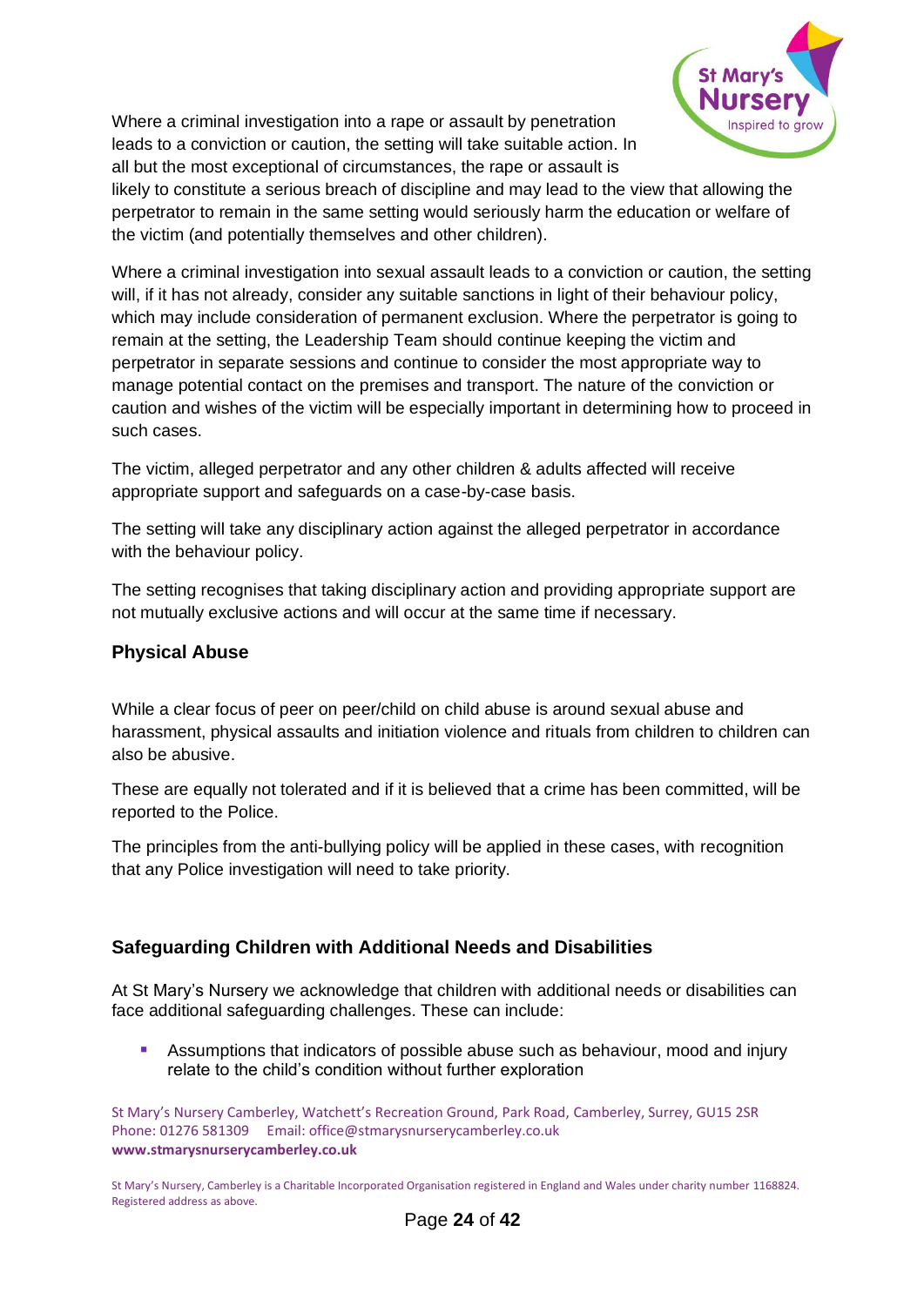Where a criminal investigation into a rape or assault by penetration leads to a conviction or caution, the setting will take suitable action. In all but the most exceptional of circumstances, the rape or assault is likely to constitute a serious breach of discipline and may lead to the view that allowing the perpetrator to remain in the same setting would seriously harm the education or welfare of the victim (and potentially themselves and other children).

Where a criminal investigation into sexual assault leads to a conviction or caution, the setting will, if it has not already, consider any suitable sanctions in light of their behaviour policy, which may include consideration of permanent exclusion. Where the perpetrator is going to remain at the setting, the Leadership Team should continue keeping the victim and perpetrator in separate sessions and continue to consider the most appropriate way to manage potential contact on the premises and transport. The nature of the conviction or caution and wishes of the victim will be especially important in determining how to proceed in such cases.

The victim, alleged perpetrator and any other children & adults affected will receive appropriate support and safeguards on a case-by-case basis.

The setting will take any disciplinary action against the alleged perpetrator in accordance with the behaviour policy.

The setting recognises that taking disciplinary action and providing appropriate support are not mutually exclusive actions and will occur at the same time if necessary.

### Physical Abuse

While a clear focus of peer on peer/child on child abuse is around sexual abuse and harassment, physical assaults and initiation violence and rituals from children to children can also be abusive.

These are equally not tolerated and if it is believed that a crime has been committed, will be reported to the Police.

The principles from the anti-bullying policy will be applied in these cases, with recognition that any Police investigation will need to take priority.

### Safeguarding Children with Additional Needs and Disabilities

At St Mary's Nursery we acknowledge that children with additional needs or disabilities can face additional safeguarding challenges. These can include:

- Assumptions that indicators of possible abuse such as behaviour, mood and injury relate to the child's condition without further exploration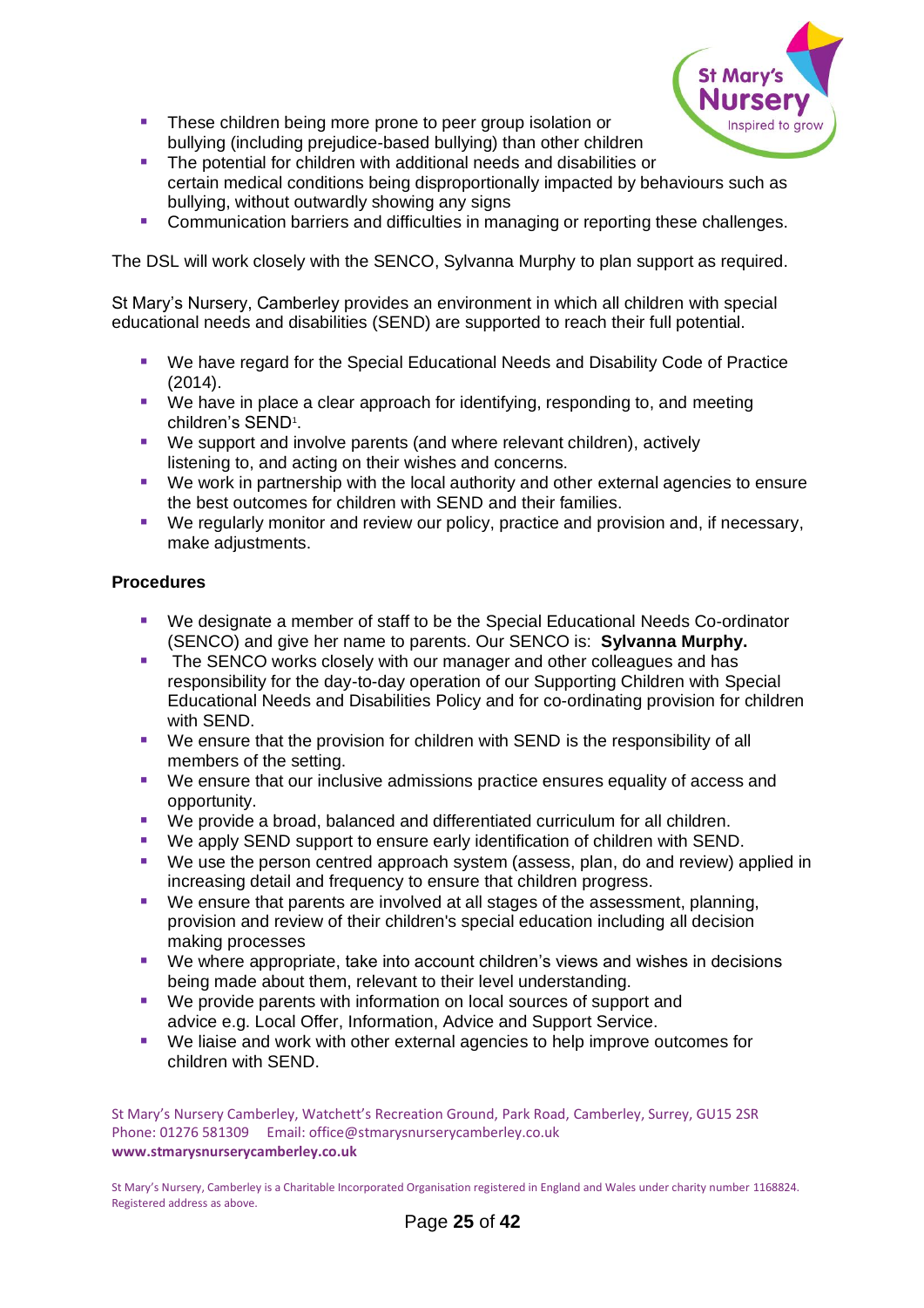- These children being more prone to peer group isolation or bullying (including prejudice-based bullying) than other children
- The potential for children with additional needs and disabilities or certain medical conditions being disproportionally impacted by behaviours such as bullying, without outwardly showing any signs
- Communication barriers and difficulties in managing or reporting these challenges.

The DSL will work closely with the SENCO, Sylvanna Murphy to plan support as required.

St Mary's Nursery, Camberley provides an environment in which all children with special educational needs and disabilities (SEND) are supported to reach their full potential.

- We have regard for the Special Educational Needs and Disability Code of Practice (2014).
- We have in place a clear approach for identifying, responding to, and meeting children's SEND[1].
- We support and involve parents (and where relevant children), actively listening to, and acting on their wishes and concerns.
- We work in partnership with the local authority and other external agencies to ensure the best outcomes for children with SEND and their families.
- We regularly monitor and review our policy, practice and provision and, if necessary, make adjustments.

**Procedures**

- We designate a member of staff to be the Special Educational Needs Co-ordinator (SENCO) and give her name to parents. Our SENCO is: **Sylvanna Murphy.**
- The SENCO works closely with our manager and other colleagues and has responsibility for the day-to-day operation of our Supporting Children with Special Educational Needs and Disabilities Policy and for co-ordinating provision for children with SEND.
- We ensure that the provision for children with SEND is the responsibility of all members of the setting.
- We ensure that our inclusive admissions practice ensures equality of access and opportunity.
- We provide a broad, balanced and differentiated curriculum for all children.
- We apply SEND support to ensure early identification of children with SEND.
- We use the person centred approach system (assess, plan, do and review) applied in increasing detail and frequency to ensure that children progress.
- We ensure that parents are involved at all stages of the assessment, planning, provision and review of their children's special education including all decision making processes
- We where appropriate, take into account children's views and wishes in decisions being made about them, relevant to their level understanding.
- We provide parents with information on local sources of support and advice e.g. Local Offer, Information, Advice and Support Service.
- We liaise and work with other external agencies to help improve outcomes for children with SEND.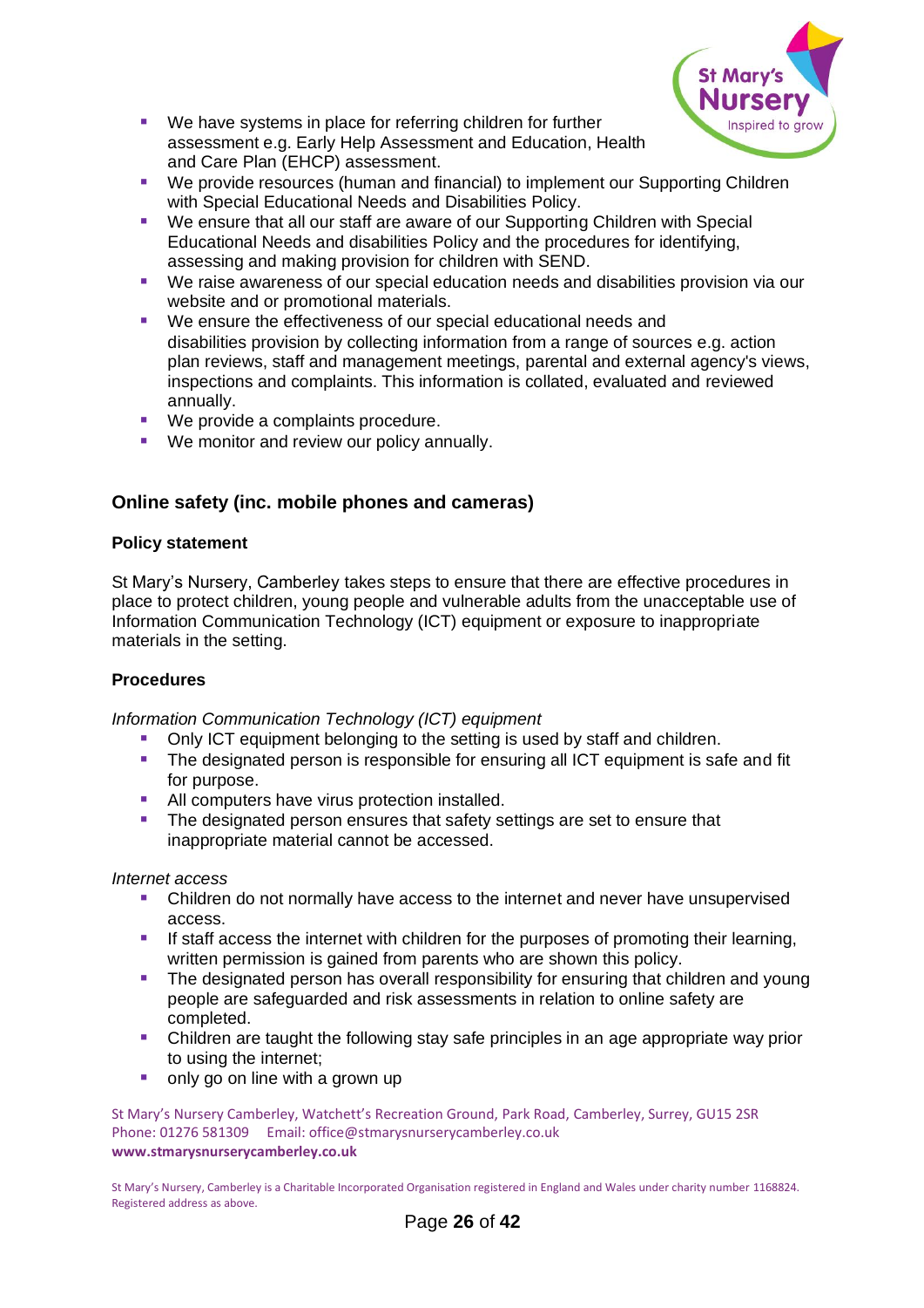- We have systems in place for referring children for further assessment e.g. Early Help Assessment and Education, Health and Care Plan (EHCP) assessment.
- We provide resources (human and financial) to implement our Supporting Children with Special Educational Needs and Disabilities Policy.
- We ensure that all our staff are aware of our Supporting Children with Special Educational Needs and disabilities Policy and the procedures for identifying, assessing and making provision for children with SEND.
- We raise awareness of our special education needs and disabilities provision via our website and or promotional materials.
- We ensure the effectiveness of our special educational needs and disabilities provision by collecting information from a range of sources e.g. action plan reviews, staff and management meetings, parental and external agency's views, inspections and complaints. This information is collated, evaluated and reviewed annually.
- We provide a complaints procedure.
- We monitor and review our policy annually.

## Online safety (inc. mobile phones and cameras)

### Policy statement

St Mary's Nursery, Camberley takes steps to ensure that there are effective procedures in place to protect children, young people and vulnerable adults from the unacceptable use of Information Communication Technology (ICT) equipment or exposure to inappropriate materials in the setting.

### Procedures

*Information Communication Technology (ICT) equipment*

- Only ICT equipment belonging to the setting is used by staff and children.
- The designated person is responsible for ensuring all ICT equipment is safe and fit for purpose.
- All computers have virus protection installed.
- The designated person ensures that safety settings are set to ensure that inappropriate material cannot be accessed.

*Internet access*

- Children do not normally have access to the internet and never have unsupervised access.
- If staff access the internet with children for the purposes of promoting their learning, written permission is gained from parents who are shown this policy.
- The designated person has overall responsibility for ensuring that children and young people are safeguarded and risk assessments in relation to online safety are completed.
- Children are taught the following stay safe principles in an age appropriate way prior to using the internet;
- only go on line with a grown up

St Mary's Nursery Camberley, Watchett's Recreation Ground, Park Road, Camberley, Surrey, GU15 2SR
Phone: 01276 581309 Email: office@stmarysnurserycamberley.co.uk
**www.stmarysnurserycamberley.co.uk**

St Mary's Nursery, Camberley is a Charitable Incorporated Organisation registered in England and Wales under charity number 1168824. Registered address as above.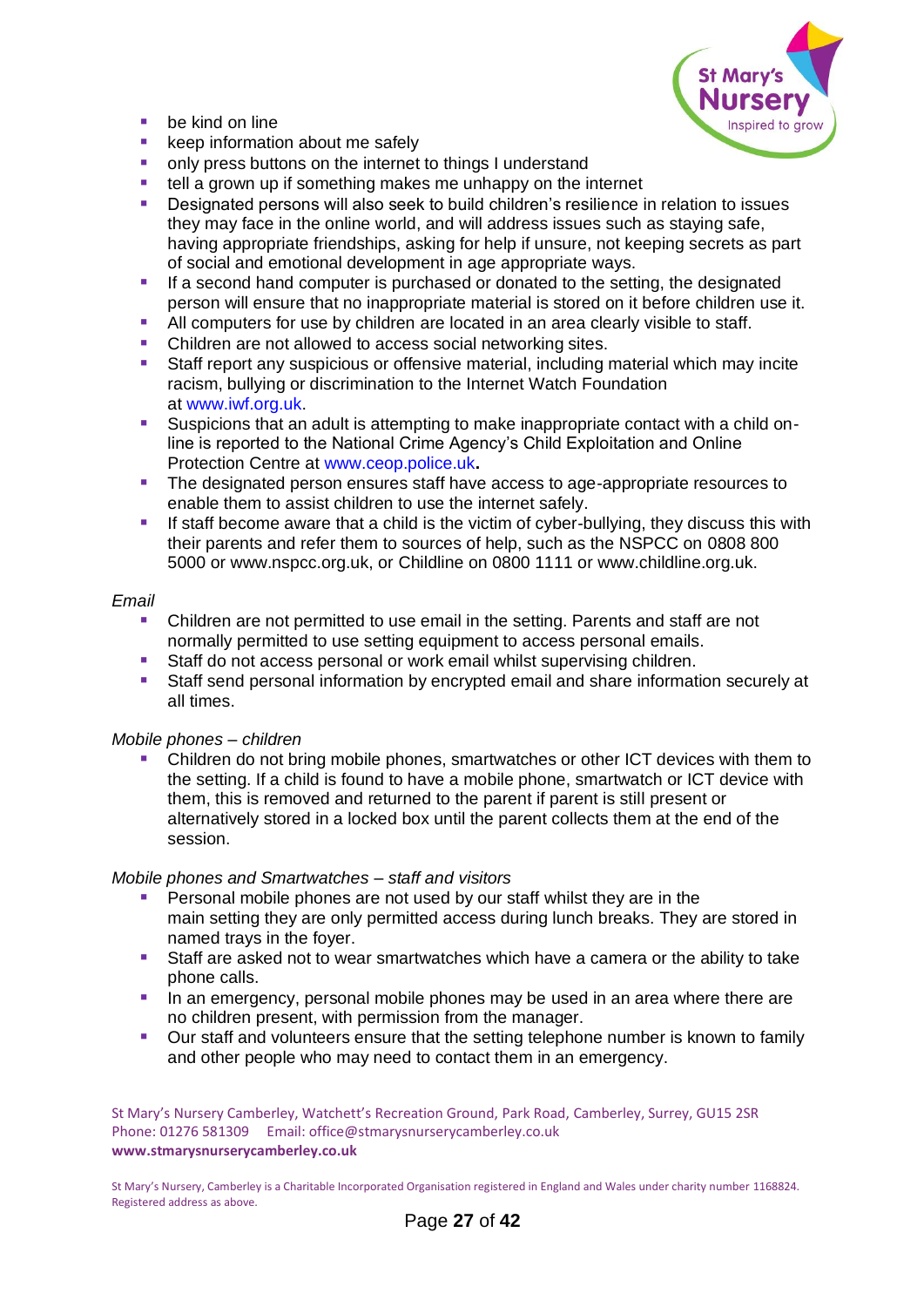- be kind on line
- keep information about me safely
- only press buttons on the internet to things I understand
- tell a grown up if something makes me unhappy on the internet
- Designated persons will also seek to build children's resilience in relation to issues they may face in the online world, and will address issues such as staying safe, having appropriate friendships, asking for help if unsure, not keeping secrets as part of social and emotional development in age appropriate ways.
- If a second hand computer is purchased or donated to the setting, the designated person will ensure that no inappropriate material is stored on it before children use it.
- All computers for use by children are located in an area clearly visible to staff.
- Children are not allowed to access social networking sites.
- Staff report any suspicious or offensive material, including material which may incite racism, bullying or discrimination to the Internet Watch Foundation at www.iwf.org.uk.
- Suspicions that an adult is attempting to make inappropriate contact with a child on-line is reported to the National Crime Agency's Child Exploitation and Online Protection Centre at www.ceop.police.uk**.**
- The designated person ensures staff have access to age-appropriate resources to enable them to assist children to use the internet safely.
- If staff become aware that a child is the victim of cyber-bullying, they discuss this with their parents and refer them to sources of help, such as the NSPCC on 0808 800 5000 or www.nspcc.org.uk, or Childline on 0800 1111 or www.childline.org.uk.

*Email*

- Children are not permitted to use email in the setting. Parents and staff are not normally permitted to use setting equipment to access personal emails.
- Staff do not access personal or work email whilst supervising children.
- Staff send personal information by encrypted email and share information securely at all times.

*Mobile phones – children*

- Children do not bring mobile phones, smartwatches or other ICT devices with them to the setting. If a child is found to have a mobile phone, smartwatch or ICT device with them, this is removed and returned to the parent if parent is still present or alternatively stored in a locked box until the parent collects them at the end of the session.

*Mobile phones and Smartwatches – staff and visitors*

- Personal mobile phones are not used by our staff whilst they are in the main setting they are only permitted access during lunch breaks. They are stored in named trays in the foyer.
- Staff are asked not to wear smartwatches which have a camera or the ability to take phone calls.
- In an emergency, personal mobile phones may be used in an area where there are no children present, with permission from the manager.
- Our staff and volunteers ensure that the setting telephone number is known to family and other people who may need to contact them in an emergency.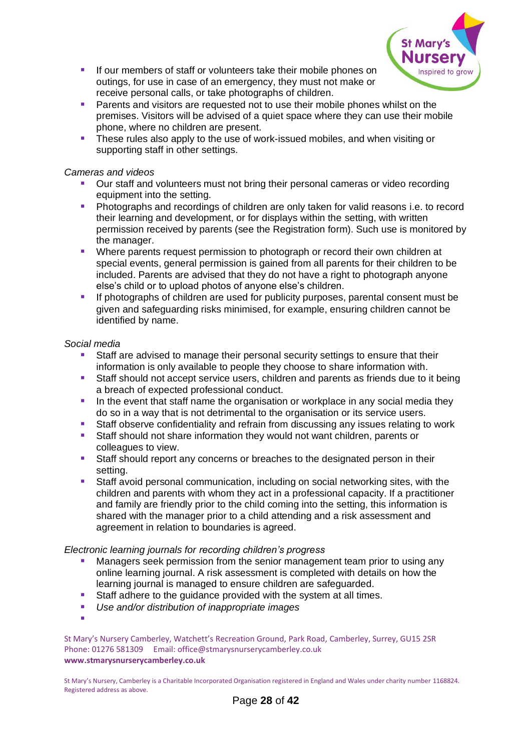- If our members of staff or volunteers take their mobile phones on outings, for use in case of an emergency, they must not make or receive personal calls, or take photographs of children.
- Parents and visitors are requested not to use their mobile phones whilst on the premises. Visitors will be advised of a quiet space where they can use their mobile phone, where no children are present.
- These rules also apply to the use of work-issued mobiles, and when visiting or supporting staff in other settings.

*Cameras and videos*

- Our staff and volunteers must not bring their personal cameras or video recording equipment into the setting.
- Photographs and recordings of children are only taken for valid reasons i.e. to record their learning and development, or for displays within the setting, with written permission received by parents (see the Registration form). Such use is monitored by the manager.
- Where parents request permission to photograph or record their own children at special events, general permission is gained from all parents for their children to be included. Parents are advised that they do not have a right to photograph anyone else's child or to upload photos of anyone else's children.
- If photographs of children are used for publicity purposes, parental consent must be given and safeguarding risks minimised, for example, ensuring children cannot be identified by name.

*Social media*

- Staff are advised to manage their personal security settings to ensure that their information is only available to people they choose to share information with.
- Staff should not accept service users, children and parents as friends due to it being a breach of expected professional conduct.
- In the event that staff name the organisation or workplace in any social media they do so in a way that is not detrimental to the organisation or its service users.
- Staff observe confidentiality and refrain from discussing any issues relating to work
- Staff should not share information they would not want children, parents or colleagues to view.
- Staff should report any concerns or breaches to the designated person in their setting.
- Staff avoid personal communication, including on social networking sites, with the children and parents with whom they act in a professional capacity. If a practitioner and family are friendly prior to the child coming into the setting, this information is shared with the manager prior to a child attending and a risk assessment and agreement in relation to boundaries is agreed.

*Electronic learning journals for recording children's progress*

- Managers seek permission from the senior management team prior to using any online learning journal. A risk assessment is completed with details on how the learning journal is managed to ensure children are safeguarded.
- Staff adhere to the guidance provided with the system at all times.
- *Use and/or distribution of inappropriate images*
-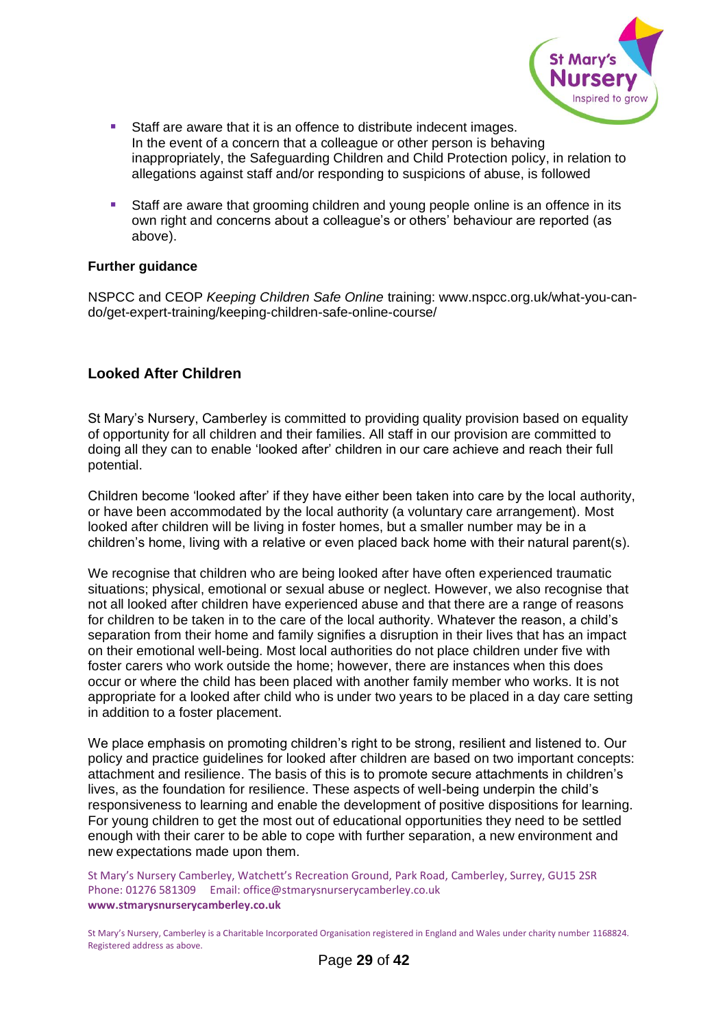- Staff are aware that it is an offence to distribute indecent images. In the event of a concern that a colleague or other person is behaving inappropriately, the Safeguarding Children and Child Protection policy, in relation to allegations against staff and/or responding to suspicions of abuse, is followed

- Staff are aware that grooming children and young people online is an offence in its own right and concerns about a colleague's or others' behaviour are reported (as above).

**Further guidance**

NSPCC and CEOP *Keeping Children Safe Online* training: www.nspcc.org.uk/what-you-can-do/get-expert-training/keeping-children-safe-online-course/

## Looked After Children

St Mary's Nursery, Camberley is committed to providing quality provision based on equality of opportunity for all children and their families. All staff in our provision are committed to doing all they can to enable 'looked after' children in our care achieve and reach their full potential.

Children become 'looked after' if they have either been taken into care by the local authority, or have been accommodated by the local authority (a voluntary care arrangement). Most looked after children will be living in foster homes, but a smaller number may be in a children's home, living with a relative or even placed back home with their natural parent(s).

We recognise that children who are being looked after have often experienced traumatic situations; physical, emotional or sexual abuse or neglect. However, we also recognise that not all looked after children have experienced abuse and that there are a range of reasons for children to be taken in to the care of the local authority. Whatever the reason, a child's separation from their home and family signifies a disruption in their lives that has an impact on their emotional well-being. Most local authorities do not place children under five with foster carers who work outside the home; however, there are instances when this does occur or where the child has been placed with another family member who works. It is not appropriate for a looked after child who is under two years to be placed in a day care setting in addition to a foster placement.

We place emphasis on promoting children's right to be strong, resilient and listened to. Our policy and practice guidelines for looked after children are based on two important concepts: attachment and resilience. The basis of this is to promote secure attachments in children's lives, as the foundation for resilience. These aspects of well-being underpin the child's responsiveness to learning and enable the development of positive dispositions for learning. For young children to get the most out of educational opportunities they need to be settled enough with their carer to be able to cope with further separation, a new environment and new expectations made upon them.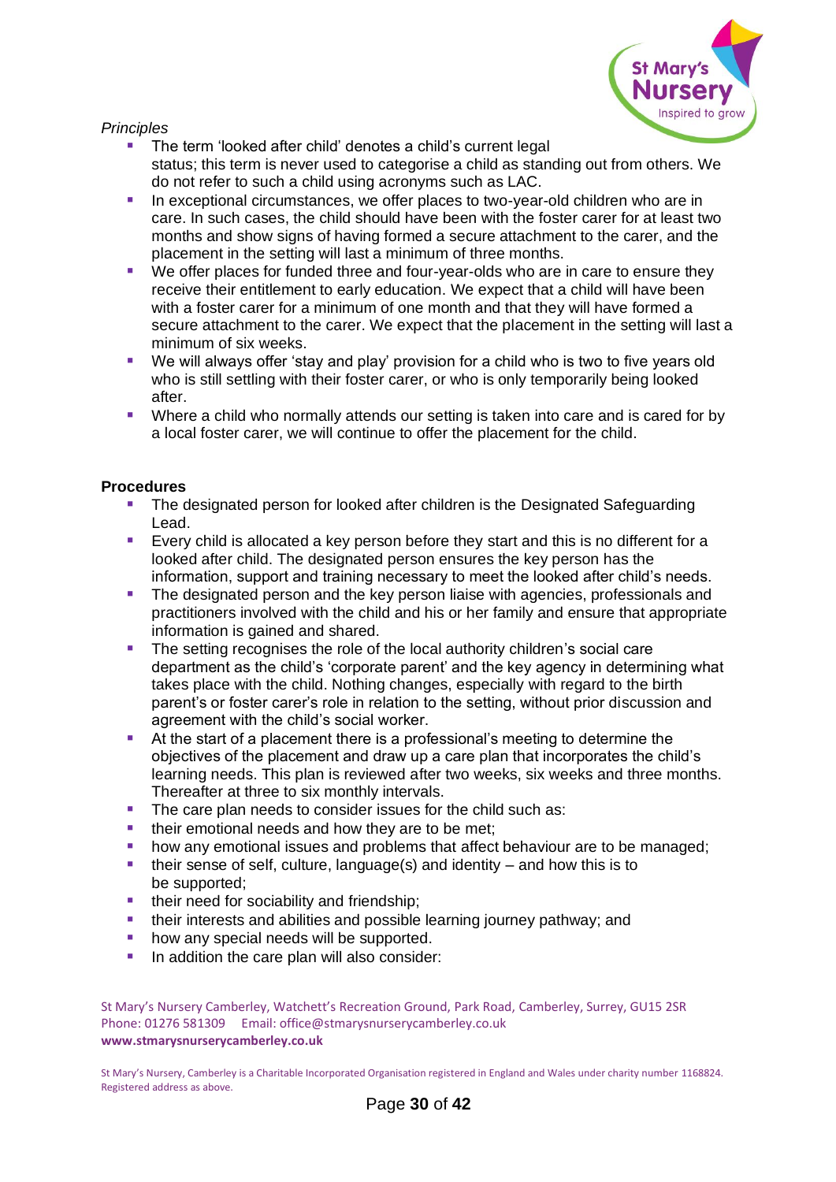*Principles*

- The term 'looked after child' denotes a child's current legal status; this term is never used to categorise a child as standing out from others. We do not refer to such a child using acronyms such as LAC.
- In exceptional circumstances, we offer places to two-year-old children who are in care. In such cases, the child should have been with the foster carer for at least two months and show signs of having formed a secure attachment to the carer, and the placement in the setting will last a minimum of three months.
- We offer places for funded three and four-year-olds who are in care to ensure they receive their entitlement to early education. We expect that a child will have been with a foster carer for a minimum of one month and that they will have formed a secure attachment to the carer. We expect that the placement in the setting will last a minimum of six weeks.
- We will always offer 'stay and play' provision for a child who is two to five years old who is still settling with their foster carer, or who is only temporarily being looked after.
- Where a child who normally attends our setting is taken into care and is cared for by a local foster carer, we will continue to offer the placement for the child.

**Procedures**

- The designated person for looked after children is the Designated Safeguarding Lead.
- Every child is allocated a key person before they start and this is no different for a looked after child. The designated person ensures the key person has the information, support and training necessary to meet the looked after child's needs.
- The designated person and the key person liaise with agencies, professionals and practitioners involved with the child and his or her family and ensure that appropriate information is gained and shared.
- The setting recognises the role of the local authority children's social care department as the child's 'corporate parent' and the key agency in determining what takes place with the child. Nothing changes, especially with regard to the birth parent's or foster carer's role in relation to the setting, without prior discussion and agreement with the child's social worker.
- At the start of a placement there is a professional's meeting to determine the objectives of the placement and draw up a care plan that incorporates the child's learning needs. This plan is reviewed after two weeks, six weeks and three months. Thereafter at three to six monthly intervals.
- The care plan needs to consider issues for the child such as:
- their emotional needs and how they are to be met;
- how any emotional issues and problems that affect behaviour are to be managed;
- their sense of self, culture, language(s) and identity – and how this is to be supported;
- their need for sociability and friendship;
- their interests and abilities and possible learning journey pathway; and
- how any special needs will be supported.
- In addition the care plan will also consider: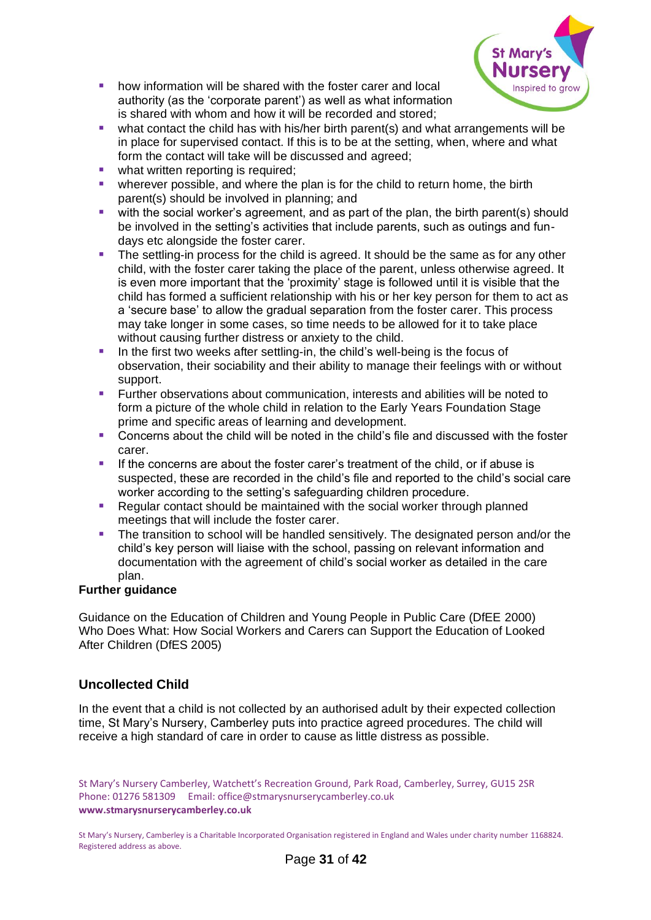- how information will be shared with the foster carer and local authority (as the 'corporate parent') as well as what information is shared with whom and how it will be recorded and stored;
- what contact the child has with his/her birth parent(s) and what arrangements will be in place for supervised contact. If this is to be at the setting, when, where and what form the contact will take will be discussed and agreed;
- what written reporting is required;
- wherever possible, and where the plan is for the child to return home, the birth parent(s) should be involved in planning; and
- with the social worker's agreement, and as part of the plan, the birth parent(s) should be involved in the setting's activities that include parents, such as outings and fun-days etc alongside the foster carer.
- The settling-in process for the child is agreed. It should be the same as for any other child, with the foster carer taking the place of the parent, unless otherwise agreed. It is even more important that the 'proximity' stage is followed until it is visible that the child has formed a sufficient relationship with his or her key person for them to act as a 'secure base' to allow the gradual separation from the foster carer. This process may take longer in some cases, so time needs to be allowed for it to take place without causing further distress or anxiety to the child.
- In the first two weeks after settling-in, the child's well-being is the focus of observation, their sociability and their ability to manage their feelings with or without support.
- Further observations about communication, interests and abilities will be noted to form a picture of the whole child in relation to the Early Years Foundation Stage prime and specific areas of learning and development.
- Concerns about the child will be noted in the child's file and discussed with the foster carer.
- If the concerns are about the foster carer's treatment of the child, or if abuse is suspected, these are recorded in the child's file and reported to the child's social care worker according to the setting's safeguarding children procedure.
- Regular contact should be maintained with the social worker through planned meetings that will include the foster carer.
- The transition to school will be handled sensitively. The designated person and/or the child's key person will liaise with the school, passing on relevant information and documentation with the agreement of child's social worker as detailed in the care plan.

**Further guidance**

Guidance on the Education of Children and Young People in Public Care (DfEE 2000)
Who Does What: How Social Workers and Carers can Support the Education of Looked After Children (DfES 2005)

## Uncollected Child

In the event that a child is not collected by an authorised adult by their expected collection time, St Mary's Nursery, Camberley puts into practice agreed procedures. The child will receive a high standard of care in order to cause as little distress as possible.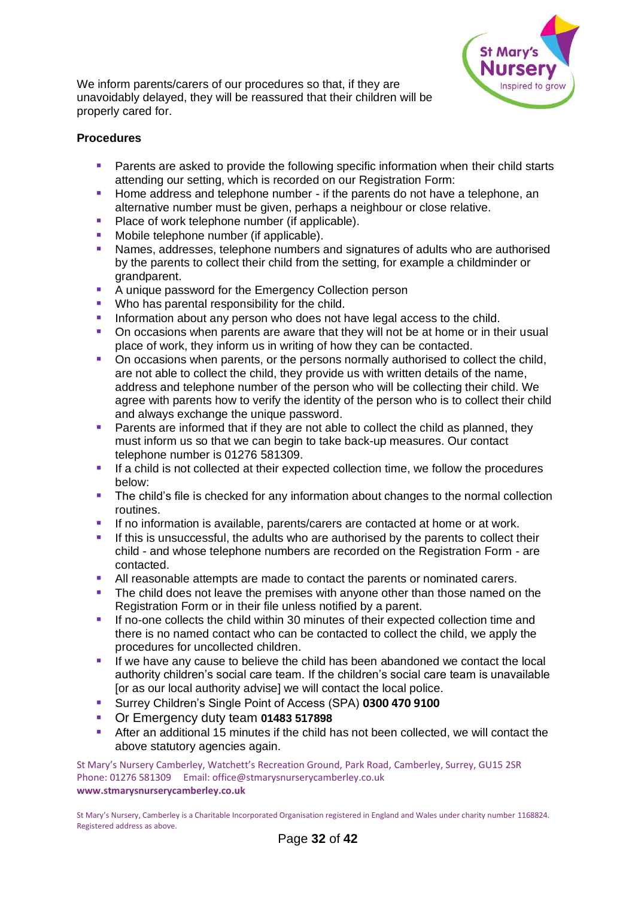We inform parents/carers of our procedures so that, if they are unavoidably delayed, they will be reassured that their children will be properly cared for.

**Procedures**

- Parents are asked to provide the following specific information when their child starts attending our setting, which is recorded on our Registration Form:
- Home address and telephone number - if the parents do not have a telephone, an alternative number must be given, perhaps a neighbour or close relative.
- Place of work telephone number (if applicable).
- Mobile telephone number (if applicable).
- Names, addresses, telephone numbers and signatures of adults who are authorised by the parents to collect their child from the setting, for example a childminder or grandparent.
- A unique password for the Emergency Collection person
- Who has parental responsibility for the child.
- Information about any person who does not have legal access to the child.
- On occasions when parents are aware that they will not be at home or in their usual place of work, they inform us in writing of how they can be contacted.
- On occasions when parents, or the persons normally authorised to collect the child, are not able to collect the child, they provide us with written details of the name, address and telephone number of the person who will be collecting their child. We agree with parents how to verify the identity of the person who is to collect their child and always exchange the unique password.
- Parents are informed that if they are not able to collect the child as planned, they must inform us so that we can begin to take back-up measures. Our contact telephone number is 01276 581309.
- If a child is not collected at their expected collection time, we follow the procedures below:
- The child's file is checked for any information about changes to the normal collection routines.
- If no information is available, parents/carers are contacted at home or at work.
- If this is unsuccessful, the adults who are authorised by the parents to collect their child - and whose telephone numbers are recorded on the Registration Form - are contacted.
- All reasonable attempts are made to contact the parents or nominated carers.
- The child does not leave the premises with anyone other than those named on the Registration Form or in their file unless notified by a parent.
- If no-one collects the child within 30 minutes of their expected collection time and there is no named contact who can be contacted to collect the child, we apply the procedures for uncollected children.
- If we have any cause to believe the child has been abandoned we contact the local authority children's social care team. If the children's social care team is unavailable [or as our local authority advise] we will contact the local police.
- Surrey Children's Single Point of Access (SPA) **0300 470 9100**
- Or Emergency duty team **01483 517898**
- After an additional 15 minutes if the child has not been collected, we will contact the above statutory agencies again.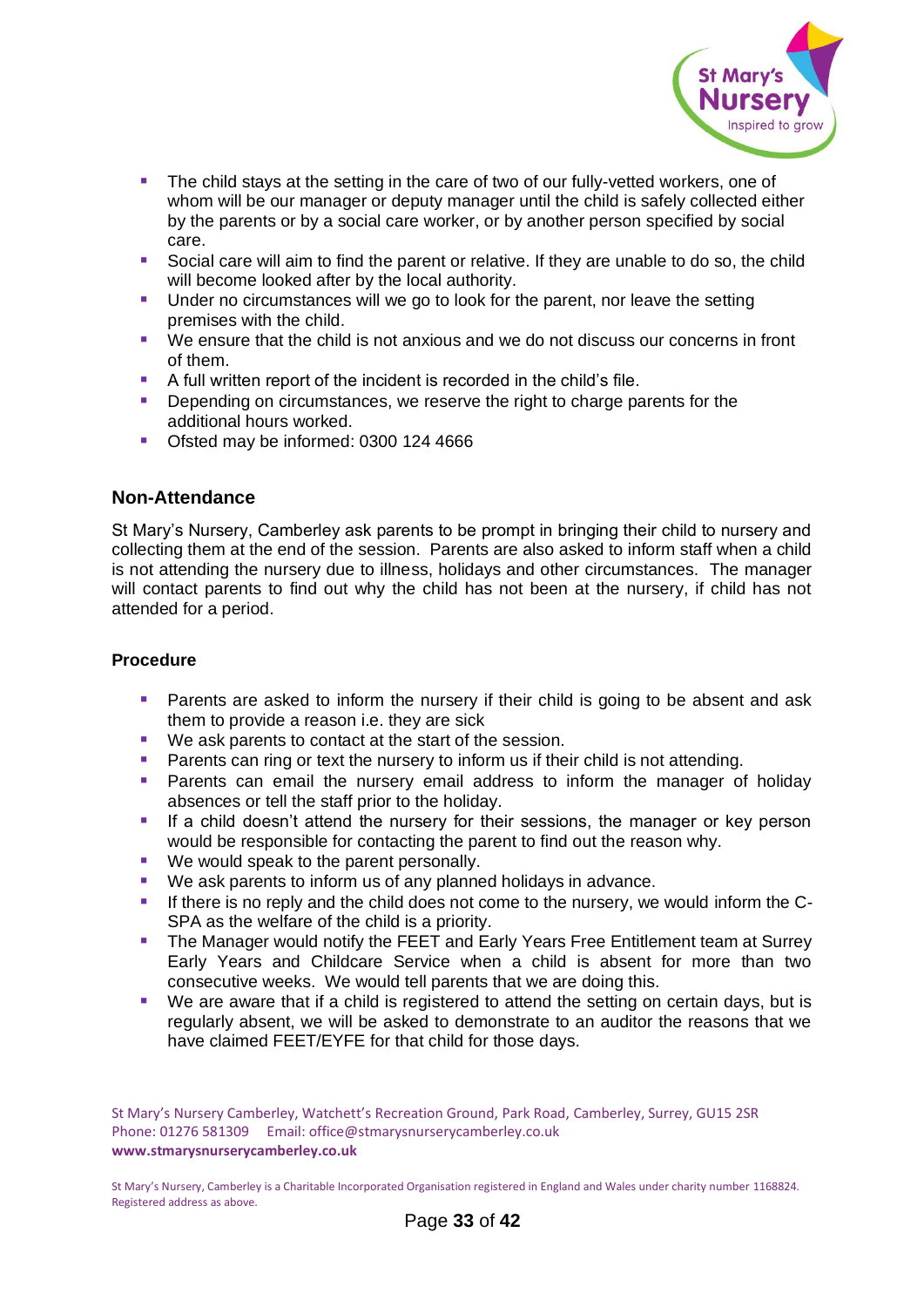- The child stays at the setting in the care of two of our fully-vetted workers, one of whom will be our manager or deputy manager until the child is safely collected either by the parents or by a social care worker, or by another person specified by social care.
- Social care will aim to find the parent or relative. If they are unable to do so, the child will become looked after by the local authority.
- Under no circumstances will we go to look for the parent, nor leave the setting premises with the child.
- We ensure that the child is not anxious and we do not discuss our concerns in front of them.
- A full written report of the incident is recorded in the child's file.
- Depending on circumstances, we reserve the right to charge parents for the additional hours worked.
- Ofsted may be informed: 0300 124 4666

## Non-Attendance

St Mary's Nursery, Camberley ask parents to be prompt in bringing their child to nursery and collecting them at the end of the session. Parents are also asked to inform staff when a child is not attending the nursery due to illness, holidays and other circumstances. The manager will contact parents to find out why the child has not been at the nursery, if child has not attended for a period.

### Procedure

- Parents are asked to inform the nursery if their child is going to be absent and ask them to provide a reason i.e. they are sick
- We ask parents to contact at the start of the session.
- Parents can ring or text the nursery to inform us if their child is not attending.
- Parents can email the nursery email address to inform the manager of holiday absences or tell the staff prior to the holiday.
- If a child doesn't attend the nursery for their sessions, the manager or key person would be responsible for contacting the parent to find out the reason why.
- We would speak to the parent personally.
- We ask parents to inform us of any planned holidays in advance.
- If there is no reply and the child does not come to the nursery, we would inform the C-SPA as the welfare of the child is a priority.
- The Manager would notify the FEET and Early Years Free Entitlement team at Surrey Early Years and Childcare Service when a child is absent for more than two consecutive weeks. We would tell parents that we are doing this.
- We are aware that if a child is registered to attend the setting on certain days, but is regularly absent, we will be asked to demonstrate to an auditor the reasons that we have claimed FEET/EYFE for that child for those days.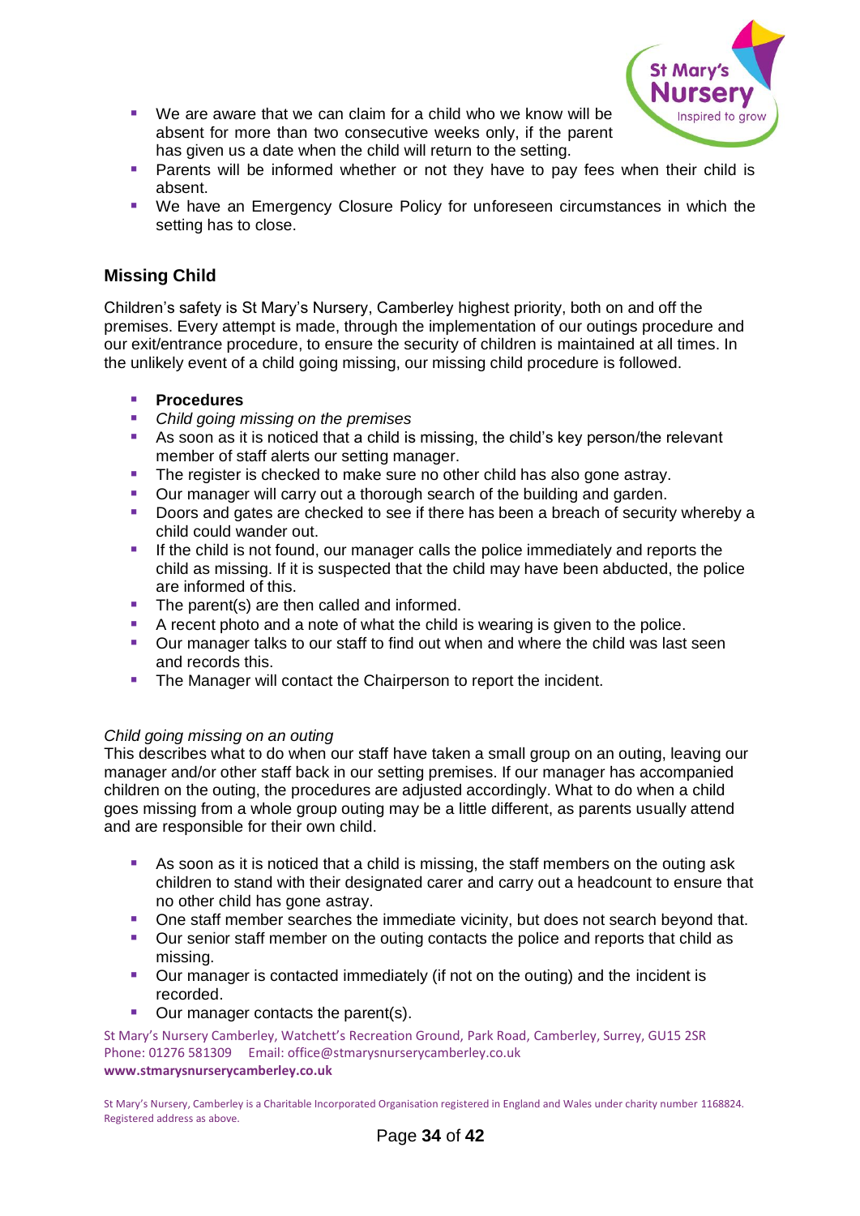- We are aware that we can claim for a child who we know will be absent for more than two consecutive weeks only, if the parent has given us a date when the child will return to the setting.
- Parents will be informed whether or not they have to pay fees when their child is absent.
- We have an Emergency Closure Policy for unforeseen circumstances in which the setting has to close.

## Missing Child

Children's safety is St Mary's Nursery, Camberley highest priority, both on and off the premises. Every attempt is made, through the implementation of our outings procedure and our exit/entrance procedure, to ensure the security of children is maintained at all times. In the unlikely event of a child going missing, our missing child procedure is followed.

- **Procedures**
- *Child going missing on the premises*
- As soon as it is noticed that a child is missing, the child's key person/the relevant member of staff alerts our setting manager.
- The register is checked to make sure no other child has also gone astray.
- Our manager will carry out a thorough search of the building and garden.
- Doors and gates are checked to see if there has been a breach of security whereby a child could wander out.
- If the child is not found, our manager calls the police immediately and reports the child as missing. If it is suspected that the child may have been abducted, the police are informed of this.
- The parent(s) are then called and informed.
- A recent photo and a note of what the child is wearing is given to the police.
- Our manager talks to our staff to find out when and where the child was last seen and records this.
- The Manager will contact the Chairperson to report the incident.

*Child going missing on an outing*

This describes what to do when our staff have taken a small group on an outing, leaving our manager and/or other staff back in our setting premises. If our manager has accompanied children on the outing, the procedures are adjusted accordingly. What to do when a child goes missing from a whole group outing may be a little different, as parents usually attend and are responsible for their own child.

- As soon as it is noticed that a child is missing, the staff members on the outing ask children to stand with their designated carer and carry out a headcount to ensure that no other child has gone astray.
- One staff member searches the immediate vicinity, but does not search beyond that.
- Our senior staff member on the outing contacts the police and reports that child as missing.
- Our manager is contacted immediately (if not on the outing) and the incident is recorded.
- Our manager contacts the parent(s).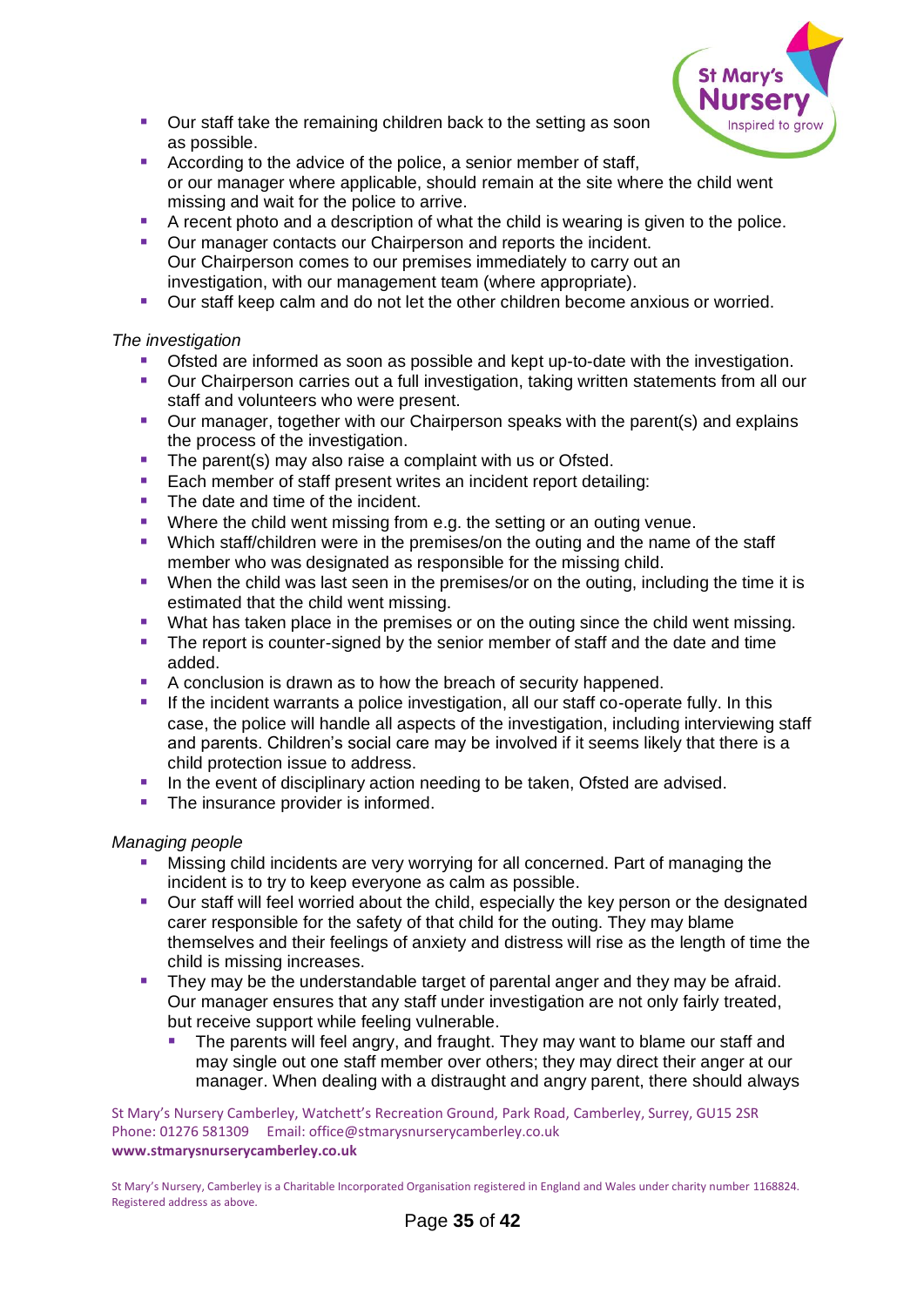- Our staff take the remaining children back to the setting as soon as possible.
- According to the advice of the police, a senior member of staff, or our manager where applicable, should remain at the site where the child went missing and wait for the police to arrive.
- A recent photo and a description of what the child is wearing is given to the police.
- Our manager contacts our Chairperson and reports the incident. Our Chairperson comes to our premises immediately to carry out an investigation, with our management team (where appropriate).
- Our staff keep calm and do not let the other children become anxious or worried.

*The investigation*

- Ofsted are informed as soon as possible and kept up-to-date with the investigation.
- Our Chairperson carries out a full investigation, taking written statements from all our staff and volunteers who were present.
- Our manager, together with our Chairperson speaks with the parent(s) and explains the process of the investigation.
- The parent(s) may also raise a complaint with us or Ofsted.
- Each member of staff present writes an incident report detailing:
- The date and time of the incident.
- Where the child went missing from e.g. the setting or an outing venue.
- Which staff/children were in the premises/on the outing and the name of the staff member who was designated as responsible for the missing child.
- When the child was last seen in the premises/or on the outing, including the time it is estimated that the child went missing.
- What has taken place in the premises or on the outing since the child went missing.
- The report is counter-signed by the senior member of staff and the date and time added.
- A conclusion is drawn as to how the breach of security happened.
- If the incident warrants a police investigation, all our staff co-operate fully. In this case, the police will handle all aspects of the investigation, including interviewing staff and parents. Children's social care may be involved if it seems likely that there is a child protection issue to address.
- In the event of disciplinary action needing to be taken, Ofsted are advised.
- The insurance provider is informed.

*Managing people*

- Missing child incidents are very worrying for all concerned. Part of managing the incident is to try to keep everyone as calm as possible.
- Our staff will feel worried about the child, especially the key person or the designated carer responsible for the safety of that child for the outing. They may blame themselves and their feelings of anxiety and distress will rise as the length of time the child is missing increases.
- They may be the understandable target of parental anger and they may be afraid. Our manager ensures that any staff under investigation are not only fairly treated, but receive support while feeling vulnerable.
  - The parents will feel angry, and fraught. They may want to blame our staff and may single out one staff member over others; they may direct their anger at our manager. When dealing with a distraught and angry parent, there should always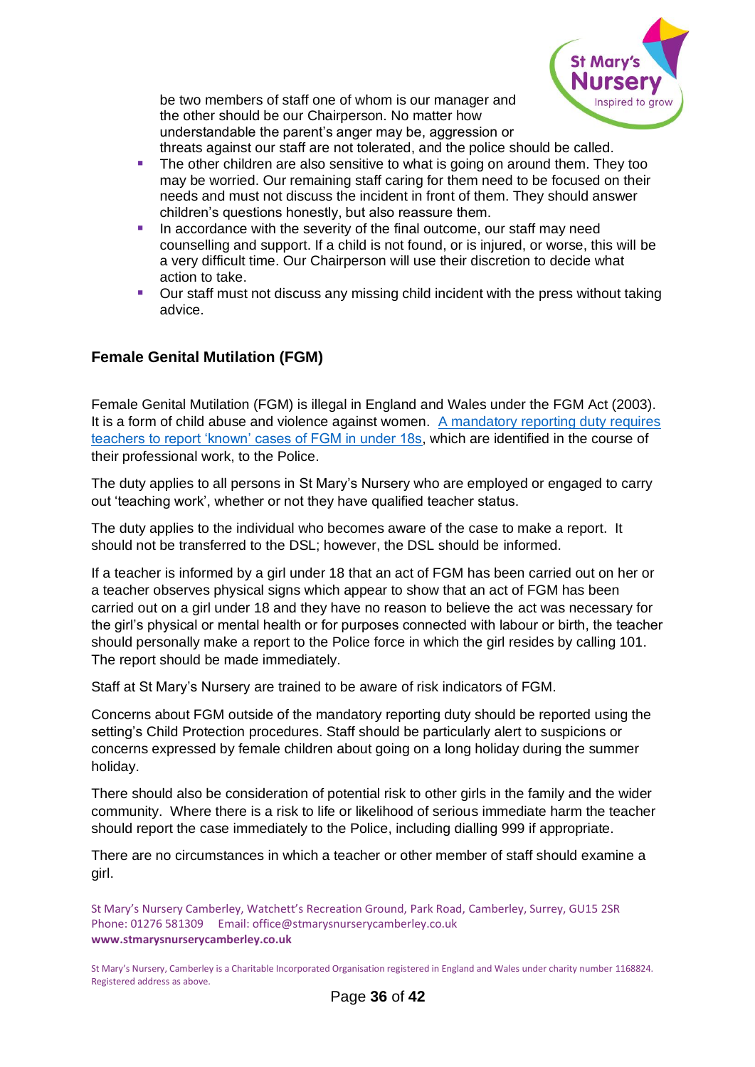be two members of staff one of whom is our manager and the other should be our Chairperson. No matter how understandable the parent's anger may be, aggression or threats against our staff are not tolerated, and the police should be called.

- The other children are also sensitive to what is going on around them. They too may be worried. Our remaining staff caring for them need to be focused on their needs and must not discuss the incident in front of them. They should answer children's questions honestly, but also reassure them.
- In accordance with the severity of the final outcome, our staff may need counselling and support. If a child is not found, or is injured, or worse, this will be a very difficult time. Our Chairperson will use their discretion to decide what action to take.
- Our staff must not discuss any missing child incident with the press without taking advice.

### Female Genital Mutilation (FGM)

Female Genital Mutilation (FGM) is illegal in England and Wales under the FGM Act (2003). It is a form of child abuse and violence against women. A mandatory reporting duty requires teachers to report 'known' cases of FGM in under 18s, which are identified in the course of their professional work, to the Police.

The duty applies to all persons in St Mary's Nursery who are employed or engaged to carry out 'teaching work', whether or not they have qualified teacher status.

The duty applies to the individual who becomes aware of the case to make a report. It should not be transferred to the DSL; however, the DSL should be informed.

If a teacher is informed by a girl under 18 that an act of FGM has been carried out on her or a teacher observes physical signs which appear to show that an act of FGM has been carried out on a girl under 18 and they have no reason to believe the act was necessary for the girl's physical or mental health or for purposes connected with labour or birth, the teacher should personally make a report to the Police force in which the girl resides by calling 101. The report should be made immediately.

Staff at St Mary's Nursery are trained to be aware of risk indicators of FGM.

Concerns about FGM outside of the mandatory reporting duty should be reported using the setting's Child Protection procedures. Staff should be particularly alert to suspicions or concerns expressed by female children about going on a long holiday during the summer holiday.

There should also be consideration of potential risk to other girls in the family and the wider community. Where there is a risk to life or likelihood of serious immediate harm the teacher should report the case immediately to the Police, including dialling 999 if appropriate.

There are no circumstances in which a teacher or other member of staff should examine a girl.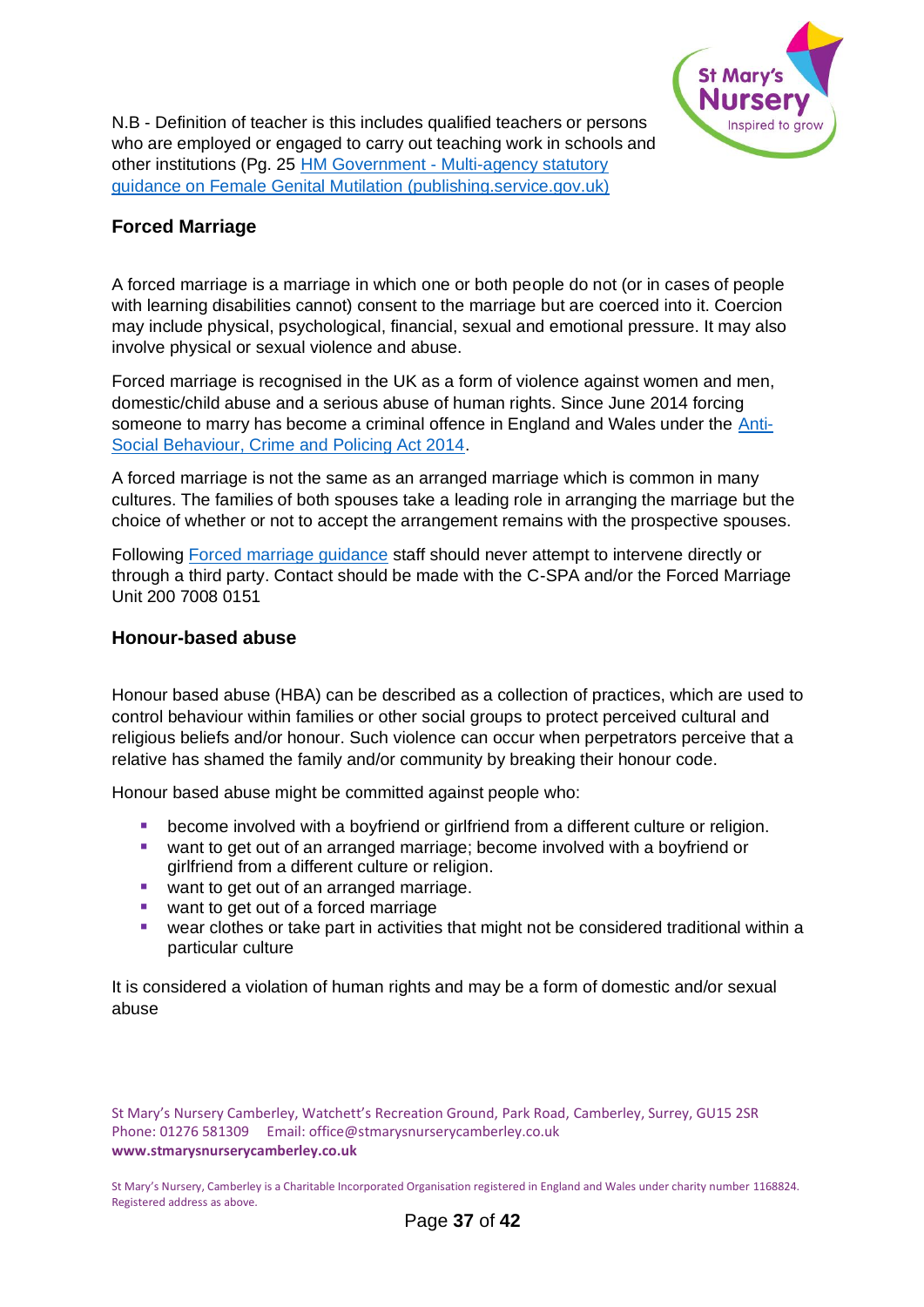N.B - Definition of teacher is this includes qualified teachers or persons who are employed or engaged to carry out teaching work in schools and other institutions (Pg. 25 [HM Government - Multi-agency statutory guidance on Female Genital Mutilation (publishing.service.gov.uk)]

## Forced Marriage

A forced marriage is a marriage in which one or both people do not (or in cases of people with learning disabilities cannot) consent to the marriage but are coerced into it. Coercion may include physical, psychological, financial, sexual and emotional pressure. It may also involve physical or sexual violence and abuse.

Forced marriage is recognised in the UK as a form of violence against women and men, domestic/child abuse and a serious abuse of human rights. Since June 2014 forcing someone to marry has become a criminal offence in England and Wales under the Anti-Social Behaviour, Crime and Policing Act 2014.

A forced marriage is not the same as an arranged marriage which is common in many cultures. The families of both spouses take a leading role in arranging the marriage but the choice of whether or not to accept the arrangement remains with the prospective spouses.

Following Forced marriage guidance staff should never attempt to intervene directly or through a third party. Contact should be made with the C-SPA and/or the Forced Marriage Unit 200 7008 0151

## Honour-based abuse

Honour based abuse (HBA) can be described as a collection of practices, which are used to control behaviour within families or other social groups to protect perceived cultural and religious beliefs and/or honour. Such violence can occur when perpetrators perceive that a relative has shamed the family and/or community by breaking their honour code.

Honour based abuse might be committed against people who:

- become involved with a boyfriend or girlfriend from a different culture or religion.
- want to get out of an arranged marriage; become involved with a boyfriend or girlfriend from a different culture or religion.
- want to get out of an arranged marriage.
- want to get out of a forced marriage
- wear clothes or take part in activities that might not be considered traditional within a particular culture

It is considered a violation of human rights and may be a form of domestic and/or sexual abuse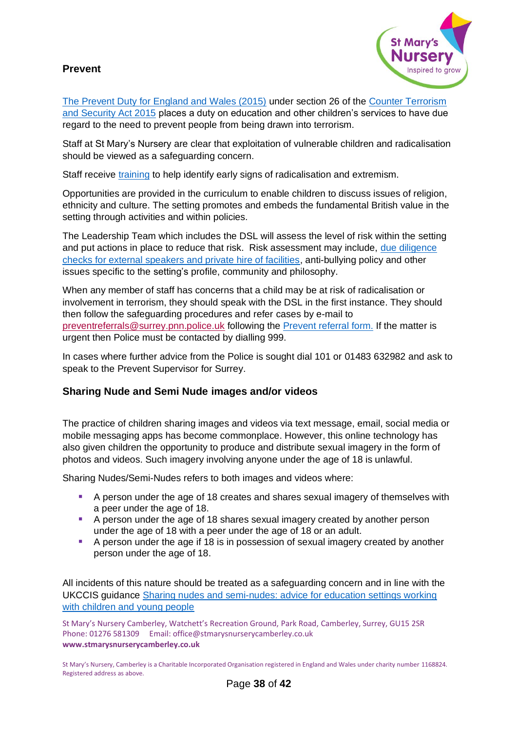## Prevent

The Prevent Duty for England and Wales (2015) under section 26 of the Counter Terrorism and Security Act 2015 places a duty on education and other children's services to have due regard to the need to prevent people from being drawn into terrorism.

Staff at St Mary's Nursery are clear that exploitation of vulnerable children and radicalisation should be viewed as a safeguarding concern.

Staff receive training to help identify early signs of radicalisation and extremism.

Opportunities are provided in the curriculum to enable children to discuss issues of religion, ethnicity and culture. The setting promotes and embeds the fundamental British value in the setting through activities and within policies.

The Leadership Team which includes the DSL will assess the level of risk within the setting and put actions in place to reduce that risk. Risk assessment may include, due diligence checks for external speakers and private hire of facilities, anti-bullying policy and other issues specific to the setting's profile, community and philosophy.

When any member of staff has concerns that a child may be at risk of radicalisation or involvement in terrorism, they should speak with the DSL in the first instance. They should then follow the safeguarding procedures and refer cases by e-mail to preventreferrals@surrey.pnn.police.uk following the Prevent referral form. If the matter is urgent then Police must be contacted by dialling 999.

In cases where further advice from the Police is sought dial 101 or 01483 632982 and ask to speak to the Prevent Supervisor for Surrey.

## Sharing Nude and Semi Nude images and/or videos

The practice of children sharing images and videos via text message, email, social media or mobile messaging apps has become commonplace. However, this online technology has also given children the opportunity to produce and distribute sexual imagery in the form of photos and videos. Such imagery involving anyone under the age of 18 is unlawful.

Sharing Nudes/Semi-Nudes refers to both images and videos where:

- A person under the age of 18 creates and shares sexual imagery of themselves with a peer under the age of 18.
- A person under the age of 18 shares sexual imagery created by another person under the age of 18 with a peer under the age of 18 or an adult.
- A person under the age if 18 is in possession of sexual imagery created by another person under the age of 18.

All incidents of this nature should be treated as a safeguarding concern and in line with the UKCCIS guidance Sharing nudes and semi-nudes: advice for education settings working with children and young people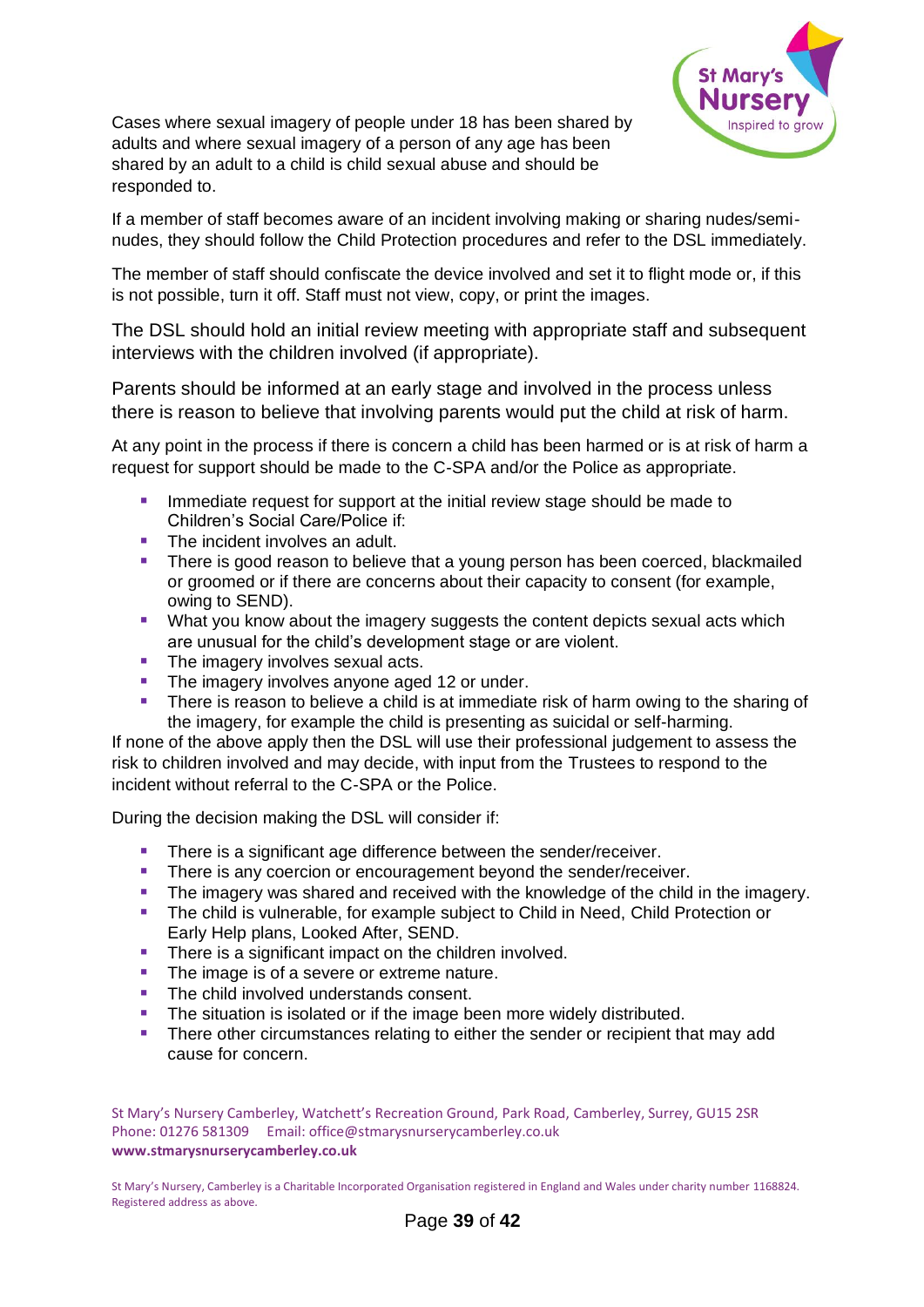Cases where sexual imagery of people under 18 has been shared by adults and where sexual imagery of a person of any age has been shared by an adult to a child is child sexual abuse and should be responded to.

If a member of staff becomes aware of an incident involving making or sharing nudes/semi-nudes, they should follow the Child Protection procedures and refer to the DSL immediately.

The member of staff should confiscate the device involved and set it to flight mode or, if this is not possible, turn it off. Staff must not view, copy, or print the images.

The DSL should hold an initial review meeting with appropriate staff and subsequent interviews with the children involved (if appropriate).

Parents should be informed at an early stage and involved in the process unless there is reason to believe that involving parents would put the child at risk of harm.

At any point in the process if there is concern a child has been harmed or is at risk of harm a request for support should be made to the C-SPA and/or the Police as appropriate.

- Immediate request for support at the initial review stage should be made to Children's Social Care/Police if:
- The incident involves an adult.
- There is good reason to believe that a young person has been coerced, blackmailed or groomed or if there are concerns about their capacity to consent (for example, owing to SEND).
- What you know about the imagery suggests the content depicts sexual acts which are unusual for the child's development stage or are violent.
- The imagery involves sexual acts.
- The imagery involves anyone aged 12 or under.
- There is reason to believe a child is at immediate risk of harm owing to the sharing of the imagery, for example the child is presenting as suicidal or self-harming.

If none of the above apply then the DSL will use their professional judgement to assess the risk to children involved and may decide, with input from the Trustees to respond to the incident without referral to the C-SPA or the Police.

During the decision making the DSL will consider if:

- There is a significant age difference between the sender/receiver.
- There is any coercion or encouragement beyond the sender/receiver.
- The imagery was shared and received with the knowledge of the child in the imagery.
- The child is vulnerable, for example subject to Child in Need, Child Protection or Early Help plans, Looked After, SEND.
- There is a significant impact on the children involved.
- The image is of a severe or extreme nature.
- The child involved understands consent.
- The situation is isolated or if the image been more widely distributed.
- There other circumstances relating to either the sender or recipient that may add cause for concern.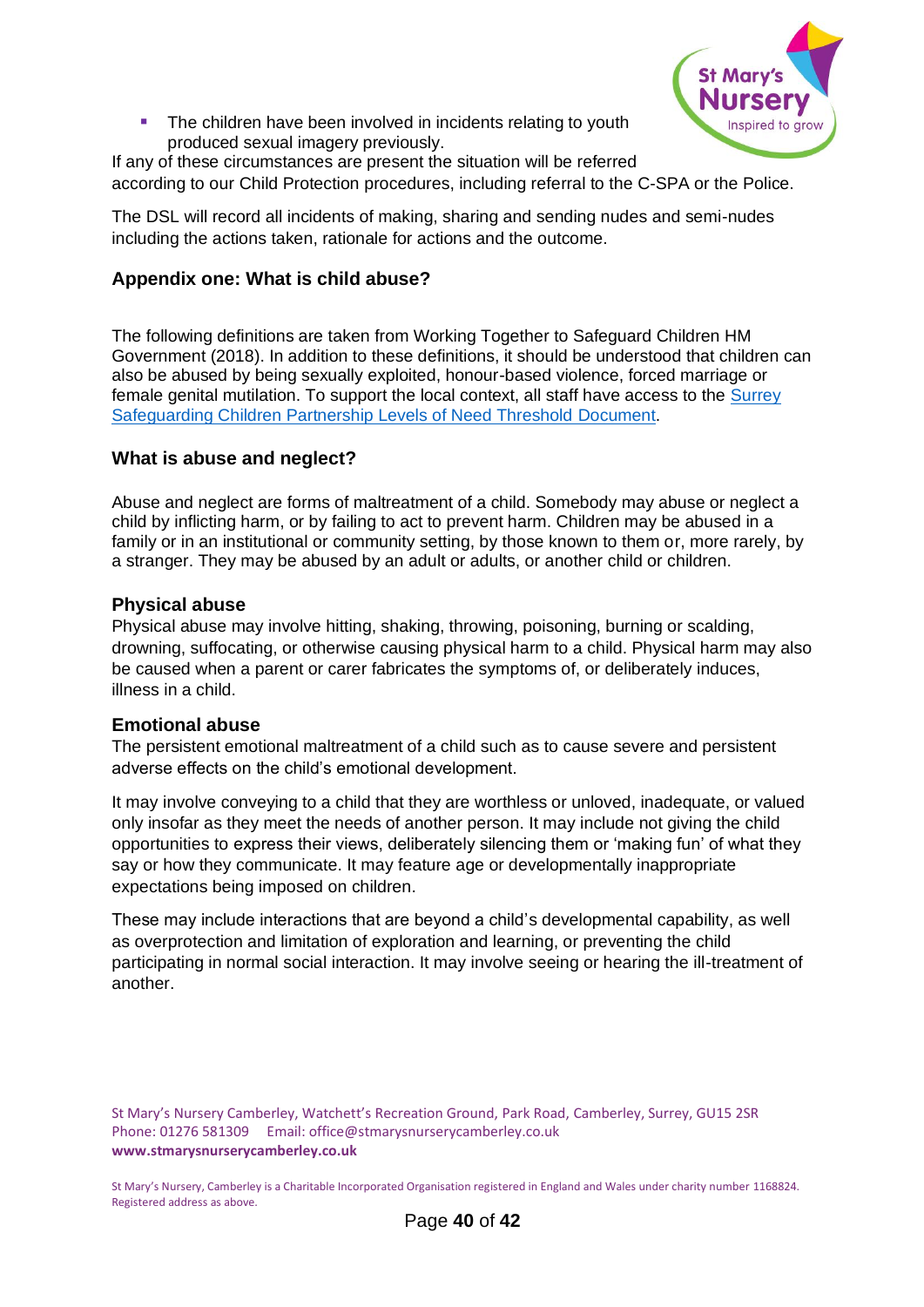- The children have been involved in incidents relating to youth produced sexual imagery previously.

If any of these circumstances are present the situation will be referred according to our Child Protection procedures, including referral to the C-SPA or the Police.

The DSL will record all incidents of making, sharing and sending nudes and semi-nudes including the actions taken, rationale for actions and the outcome.

## Appendix one: What is child abuse?

The following definitions are taken from Working Together to Safeguard Children HM Government (2018). In addition to these definitions, it should be understood that children can also be abused by being sexually exploited, honour-based violence, forced marriage or female genital mutilation. To support the local context, all staff have access to the Surrey Safeguarding Children Partnership Levels of Need Threshold Document.

### What is abuse and neglect?

Abuse and neglect are forms of maltreatment of a child. Somebody may abuse or neglect a child by inflicting harm, or by failing to act to prevent harm. Children may be abused in a family or in an institutional or community setting, by those known to them or, more rarely, by a stranger. They may be abused by an adult or adults, or another child or children.

### Physical abuse

Physical abuse may involve hitting, shaking, throwing, poisoning, burning or scalding, drowning, suffocating, or otherwise causing physical harm to a child. Physical harm may also be caused when a parent or carer fabricates the symptoms of, or deliberately induces, illness in a child.

### Emotional abuse

The persistent emotional maltreatment of a child such as to cause severe and persistent adverse effects on the child's emotional development.

It may involve conveying to a child that they are worthless or unloved, inadequate, or valued only insofar as they meet the needs of another person. It may include not giving the child opportunities to express their views, deliberately silencing them or 'making fun' of what they say or how they communicate. It may feature age or developmentally inappropriate expectations being imposed on children.

These may include interactions that are beyond a child's developmental capability, as well as overprotection and limitation of exploration and learning, or preventing the child participating in normal social interaction. It may involve seeing or hearing the ill-treatment of another.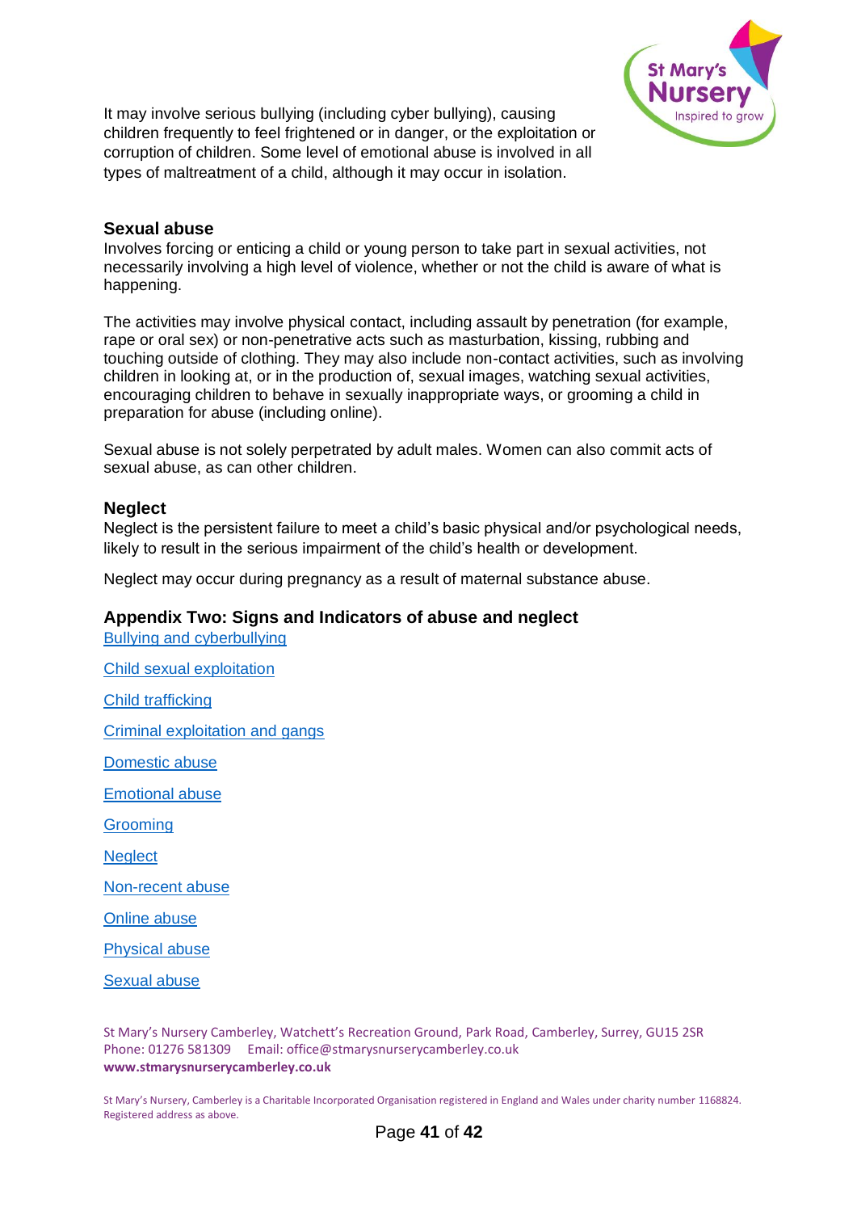It may involve serious bullying (including cyber bullying), causing children frequently to feel frightened or in danger, or the exploitation or corruption of children. Some level of emotional abuse is involved in all types of maltreatment of a child, although it may occur in isolation.

### Sexual abuse

Involves forcing or enticing a child or young person to take part in sexual activities, not necessarily involving a high level of violence, whether or not the child is aware of what is happening.

The activities may involve physical contact, including assault by penetration (for example, rape or oral sex) or non-penetrative acts such as masturbation, kissing, rubbing and touching outside of clothing. They may also include non-contact activities, such as involving children in looking at, or in the production of, sexual images, watching sexual activities, encouraging children to behave in sexually inappropriate ways, or grooming a child in preparation for abuse (including online).

Sexual abuse is not solely perpetrated by adult males. Women can also commit acts of sexual abuse, as can other children.

### Neglect

Neglect is the persistent failure to meet a child's basic physical and/or psychological needs, likely to result in the serious impairment of the child's health or development.

Neglect may occur during pregnancy as a result of maternal substance abuse.

## Appendix Two: Signs and Indicators of abuse and neglect

Bullying and cyberbullying

Child sexual exploitation

Child trafficking

Criminal exploitation and gangs

Domestic abuse

Emotional abuse

Grooming

Neglect

Non-recent abuse

Online abuse

Physical abuse

Sexual abuse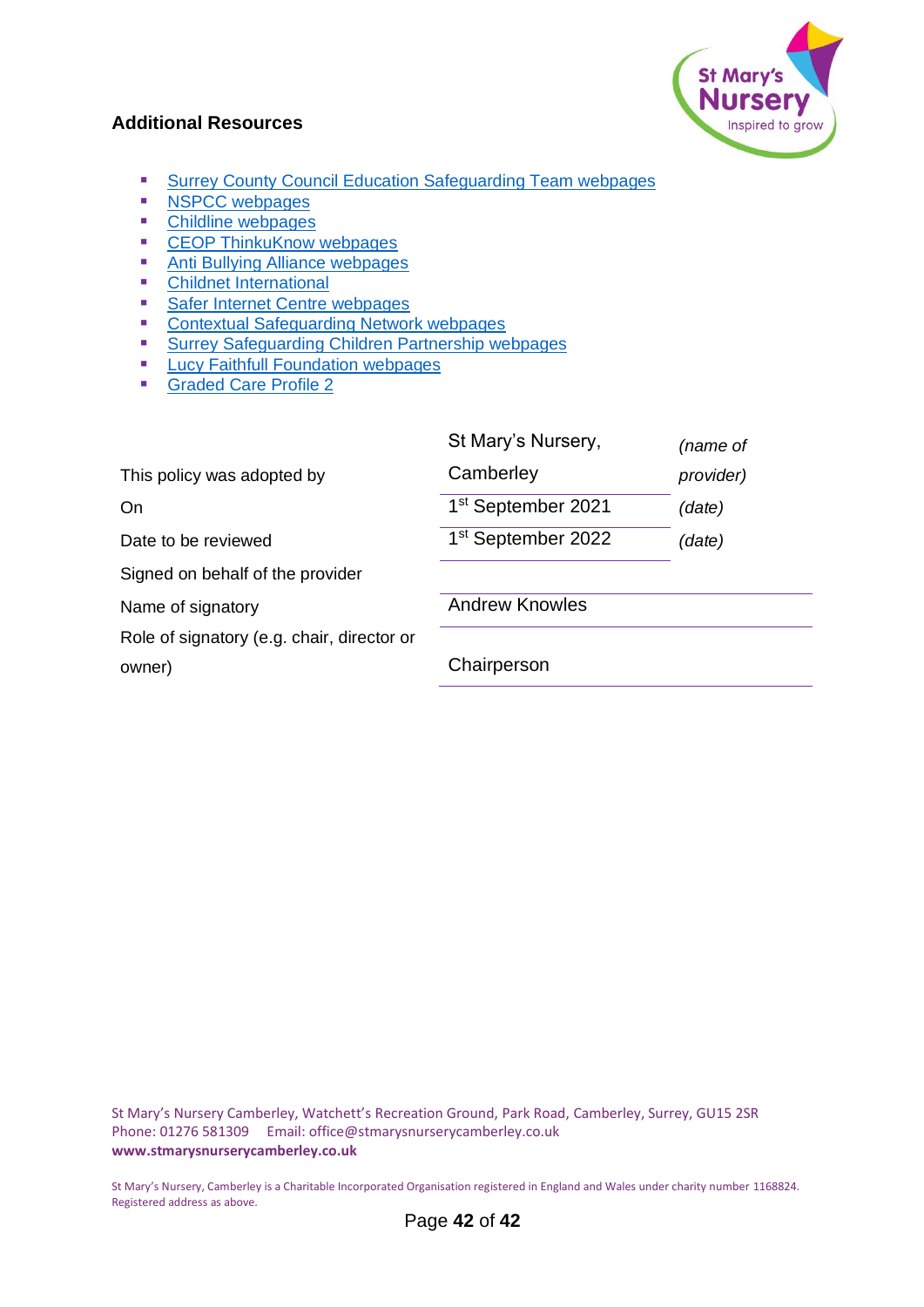### Additional Resources

- Surrey County Council Education Safeguarding Team webpages
- NSPCC webpages
- Childline webpages
- CEOP ThinkuKnow webpages
- Anti Bullying Alliance webpages
- Childnet International
- Safer Internet Centre webpages
- Contextual Safeguarding Network webpages
- Surrey Safeguarding Children Partnership webpages
- Lucy Faithfull Foundation webpages
- Graded Care Profile 2

| | | |
|---|---|---|
| This policy was adopted by | St Mary's Nursery, Camberley | *(name of provider)* |
| On | 1st September 2021 | *(date)* |
| Date to be reviewed | 1st September 2022 | *(date)* |
| Signed on behalf of the provider | | |
| Name of signatory | Andrew Knowles | |
| Role of signatory (e.g. chair, director or owner) | Chairperson | |

St Mary's Nursery Camberley, Watchett's Recreation Ground, Park Road, Camberley, Surrey, GU15 2SR
Phone: 01276 581309 Email: office@stmarysnurserycamberley.co.uk
**www.stmarysnurserycamberley.co.uk**

St Mary's Nursery, Camberley is a Charitable Incorporated Organisation registered in England and Wales under charity number 1168824. Registered address as above.